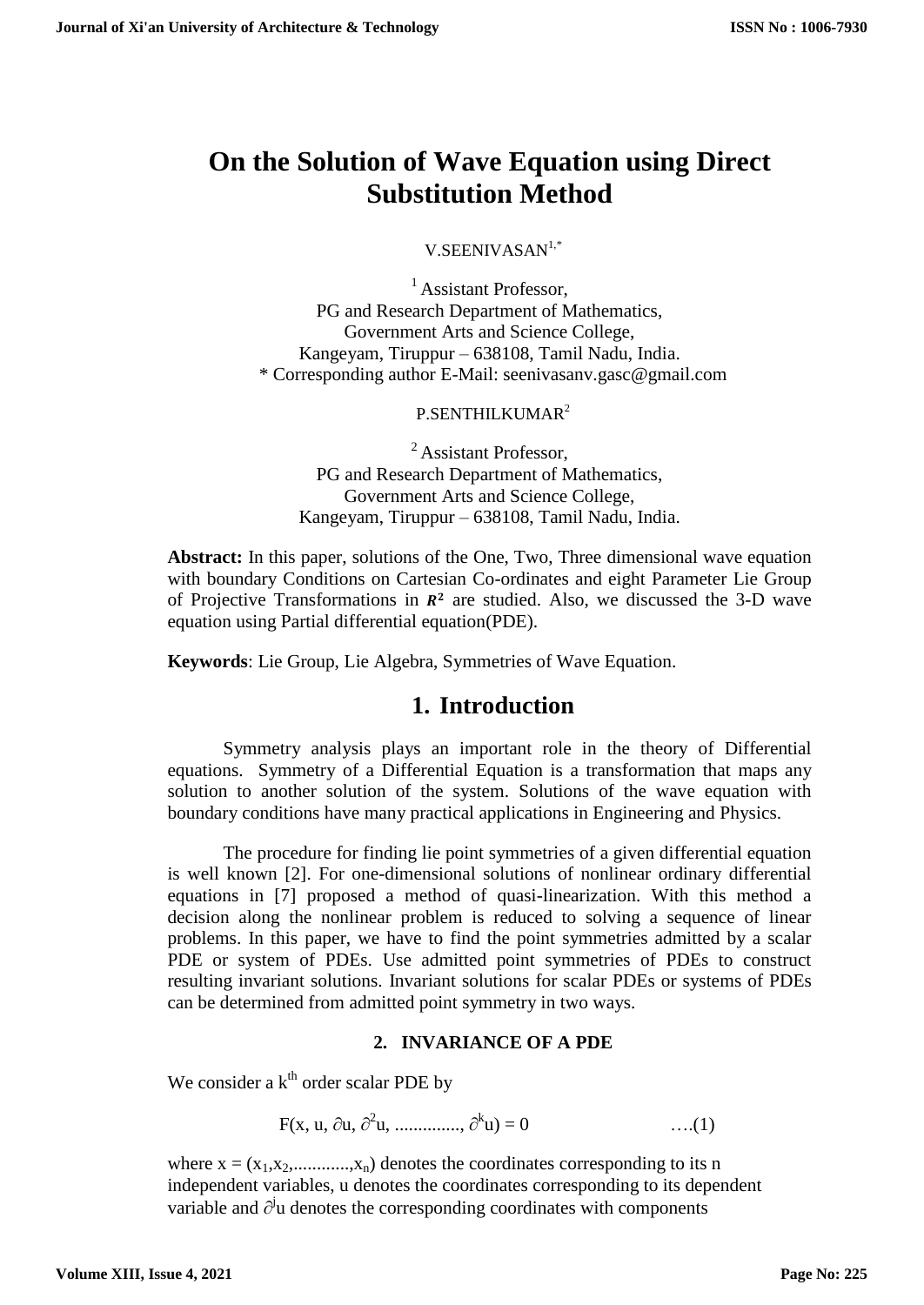# On the Solution of Wave Equation using Direct Substitution Method

V.SEENIVASAN[1,*]

[1] Assistant Professor,
PG and Research Department of Mathematics,
Government Arts and Science College,
Kangeyam, Tiruppur – 638108, Tamil Nadu, India.
* Corresponding author E-Mail: seenivasanv.gasc@gmail.com

P.SENTHILKUMAR[2]

[2] Assistant Professor,
PG and Research Department of Mathematics,
Government Arts and Science College,
Kangeyam, Tiruppur – 638108, Tamil Nadu, India.

**Abstract:** In this paper, solutions of the One, Two, Three dimensional wave equation with boundary Conditions on Cartesian Co-ordinates and eight Parameter Lie Group of Projective Transformations in $\boldsymbol{R}^2$ are studied. Also, we discussed the 3-D wave equation using Partial differential equation(PDE).

**Keywords**: Lie Group, Lie Algebra, Symmetries of Wave Equation.

## 1. Introduction

Symmetry analysis plays an important role in the theory of Differential equations. Symmetry of a Differential Equation is a transformation that maps any solution to another solution of the system. Solutions of the wave equation with boundary conditions have many practical applications in Engineering and Physics.

The procedure for finding lie point symmetries of a given differential equation is well known [2]. For one-dimensional solutions of nonlinear ordinary differential equations in [7] proposed a method of quasi-linearization. With this method a decision along the nonlinear problem is reduced to solving a sequence of linear problems. In this paper, we have to find the point symmetries admitted by a scalar PDE or system of PDEs. Use admitted point symmetries of PDEs to construct resulting invariant solutions. Invariant solutions for scalar PDEs or systems of PDEs can be determined from admitted point symmetry in two ways.

### 2. INVARIANCE OF A PDE

We consider a $k^{th}$ order scalar PDE by

$$F(x, u, \partial u, \partial^2 u, \ldots\ldots\ldots\ldots, \partial^k u) = 0 \qquad \ldots.(1)$$

where $x = (x_1, x_2, \ldots\ldots\ldots\ldots, x_n)$ denotes the coordinates corresponding to its n independent variables, u denotes the coordinates corresponding to its dependent variable and $\partial^j u$ denotes the corresponding coordinates with components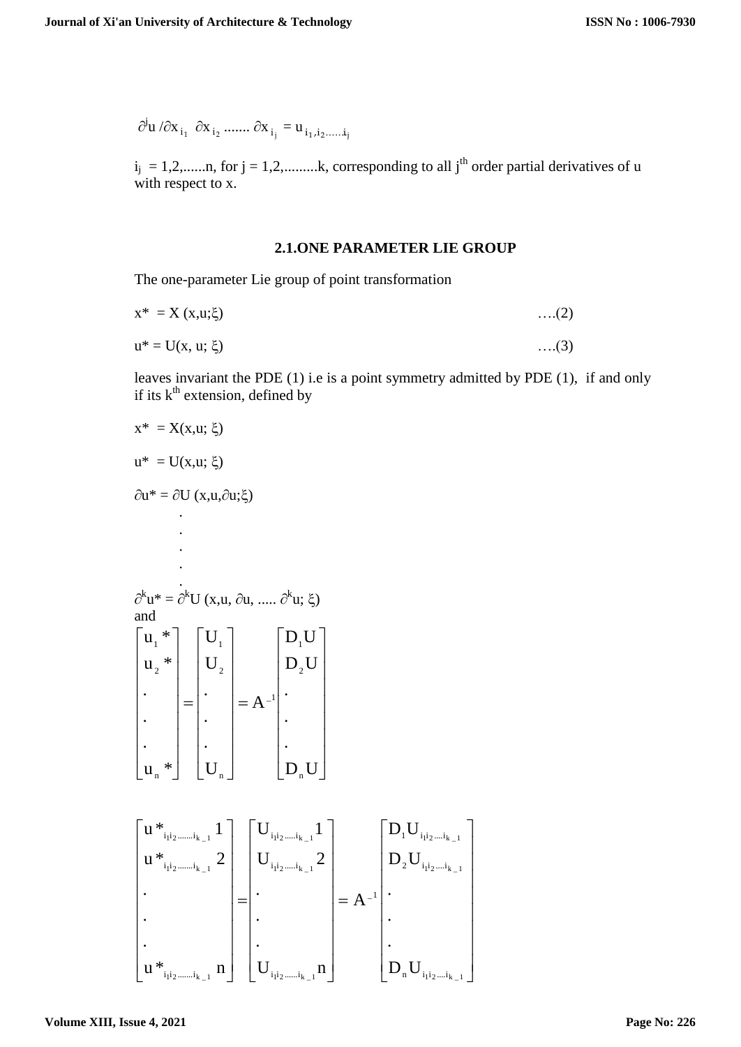$$\partial^j u / \partial x_{i_1} \; \partial x_{i_2} \ldots\ldots \partial x_{i_j} = u_{i_1, i_2 \ldots\ldots i_j}$$

$i_j = 1,2,\ldots\ldots n$, for $j = 1,2,\ldots\ldots\ldots k$, corresponding to all $j^{th}$ order partial derivatives of u with respect to x.

## 2.1.ONE PARAMETER LIE GROUP

The one-parameter Lie group of point transformation

$$x^* = X(x,u;\xi) \qquad \ldots.(2)$$

$$u^* = U(x, u; \xi) \qquad \ldots.(3)$$

leaves invariant the PDE (1) i.e is a point symmetry admitted by PDE (1), if and only if its $k^{th}$ extension, defined by

$$x^* = X(x,u;\xi)$$

$$u^* = U(x,u;\xi)$$

$$\partial u^* = \partial U(x,u,\partial u;\xi)$$

$$\vdots$$

$$\partial^k u^* = \partial^k U(x,u,\partial u, \ldots.. \partial^k u;\xi)$$

and

$$\begin{bmatrix} u_1{}^* \\ u_2{}^* \\ . \\ . \\ . \\ u_n{}^* \end{bmatrix} = \begin{bmatrix} U_1 \\ U_2 \\ . \\ . \\ . \\ U_n \end{bmatrix} = A^{-1} \begin{bmatrix} D_1 U \\ D_2 U \\ . \\ . \\ . \\ D_n U \end{bmatrix}$$

$$\begin{bmatrix} u^*_{i_1 i_2 \ldots\ldots i_{k-1}} 1 \\ u^*_{i_1 i_2 \ldots\ldots i_{k-1}} 2 \\ . \\ . \\ . \\ u^*_{i_1 i_2 \ldots\ldots i_{k-1}} n \end{bmatrix} = \begin{bmatrix} U_{i_1 i_2 \ldots\ldots i_{k-1}} 1 \\ U_{i_1 i_2 \ldots\ldots i_{k-1}} 2 \\ . \\ . \\ . \\ U_{i_1 i_2 \ldots\ldots i_{k-1}} n \end{bmatrix} = A^{-1} \begin{bmatrix} D_1 U_{i_1 i_2 \ldots. i_{k-1}} \\ D_2 U_{i_1 i_2 \ldots. i_{k-1}} \\ . \\ . \\ . \\ D_n U_{i_1 i_2 \ldots\ldots i_{k-1}} \end{bmatrix}$$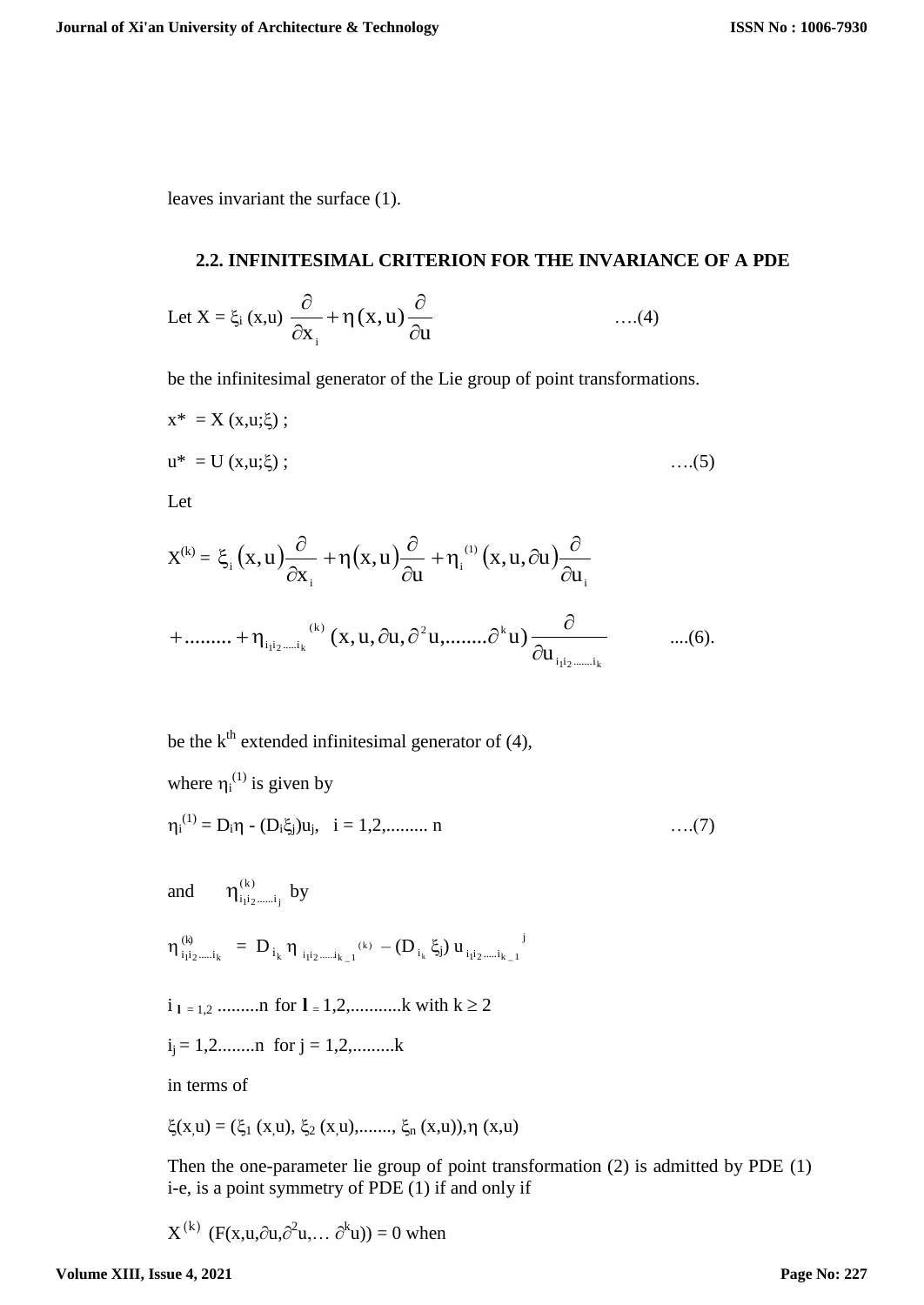leaves invariant the surface (1).

## 2.2. INFINITESIMAL CRITERION FOR THE INVARIANCE OF A PDE

Let $X = \xi_i (x,u) \dfrac{\partial}{\partial x_i} + \eta(x,u)\dfrac{\partial}{\partial u}$ ….(4)

be the infinitesimal generator of the Lie group of point transformations.

$x^* = X(x,u;\xi)$ ;

$u^* = U(x,u;\xi)$ ; ….(5)

Let

$$X^{(k)} = \xi_i(x,u)\frac{\partial}{\partial x_i} + \eta(x,u)\frac{\partial}{\partial u} + \eta_i^{(1)}(x,u,\partial u)\frac{\partial}{\partial u_i}$$

$$+ \ldots\ldots\ldots + \eta_{i_1 i_2 \ldots\ldots i_k}^{(k)}(x,u,\partial u,\partial^2 u,\ldots\ldots\ldots\partial^k u)\frac{\partial}{\partial u_{i_1 i_2 \ldots\ldots\ldots i_k}} \quad \ldots.(6).$$

be the $k^{th}$ extended infinitesimal generator of (4),

where $\eta_i^{(1)}$ is given by

$\eta_i^{(1)} = D_i\eta - (D_i\xi_j)u_j$, $i = 1,2,\ldots\ldots\ldots n$ ….(7)

and $\eta^{(k)}_{i_1 i_2 \ldots\ldots i_j}$ by

$\eta^{(k)}_{i_1 i_2 \ldots\ldots i_k} = D_{i_k}\eta_{i_1 i_2 \ldots\ldots i_{k-1}}{}^{(k)} - (D_{i_k}\xi_j)\, u_{i_1 i_2 \ldots\ldots i_{k-1}}{}^{j}$

$i_{l} = 1,2 \ldots\ldots\ldots n$ for $l = 1,2,\ldots\ldots\ldots\ldots k$ with $k \geq 2$

$i_j = 1,2\ldots\ldots\ldots n$ for $j = 1,2,\ldots\ldots\ldots k$

in terms of

$\xi(x,u) = (\xi_1(x,u), \xi_2(x,u),\ldots\ldots\ldots, \xi_n(x,u)), \eta(x,u)$

Then the one-parameter lie group of point transformation (2) is admitted by PDE (1) i-e, is a point symmetry of PDE (1) if and only if

$X^{(k)}\ (F(x,u,\partial u,\partial^2 u,\ldots\ \partial^k u)) = 0$ when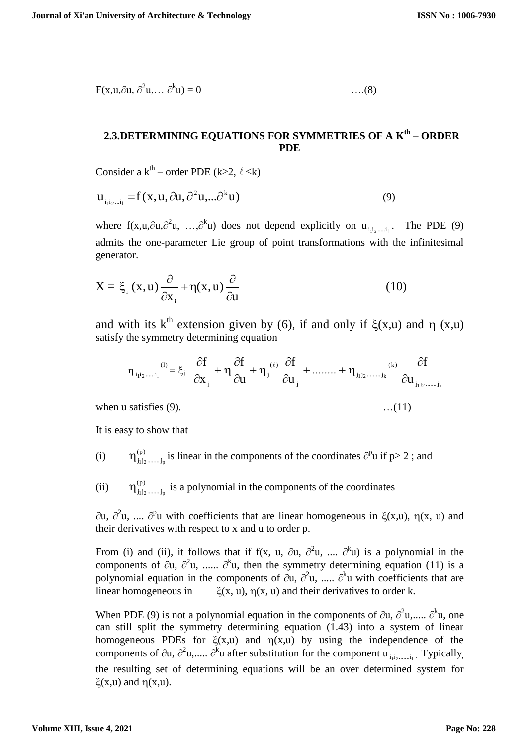$$F(x,u,\partial u, \partial^2 u,\ldots \partial^k u) = 0 \qquad \ldots(8)$$

## 2.3.DETERMINING EQUATIONS FOR SYMMETRIES OF A K$^{th}$ – ORDER PDE

Consider a k$^{th}$ – order PDE ($k \geq 2$, $\ell \leq k$)

$$u_{i_1 i_2 \ldots i_l} = f(x,u,\partial u,\partial^2 u,\ldots \partial^k u) \qquad (9)$$

where $f(x,u,\partial u,\partial^2 u, \ldots,\partial^k u)$ does not depend explicitly on $u_{i_1 i_2 \ldots i_l}$. The PDE (9) admits the one-parameter Lie group of point transformations with the infinitesimal generator.

$$X = \xi_i(x,u)\frac{\partial}{\partial x_i} + \eta(x,u)\frac{\partial}{\partial u} \qquad (10)$$

and with its k$^{th}$ extension given by (6), if and only if $\xi(x,u)$ and $\eta$ $(x,u)$ satisfy the symmetry determining equation

$$\eta_{i_1 i_2 \ldots i_l}^{(l)} = \xi_j \frac{\partial f}{\partial x_j} + \eta\frac{\partial f}{\partial u} + \eta_j^{(\ell)}\frac{\partial f}{\partial u_j} + \ldots\ldots + \eta_{j_1 j_2 \ldots j_k}^{(k)}\frac{\partial f}{\partial u_{j_1 j_2 \ldots j_k}}$$

when u satisfies (9). $\qquad \ldots(11)$

It is easy to show that

(i) $\eta_{j_1 j_2 \ldots j_p}^{(p)}$ is linear in the components of the coordinates $\partial^p u$ if $p \geq 2$ ; and

(ii) $\eta_{j_1 j_2 \ldots j_p}^{(p)}$ is a polynomial in the components of the coordinates

$\partial u$, $\partial^2 u$, .... $\partial^p u$ with coefficients that are linear homogeneous in $\xi(x,u)$, $\eta(x, u)$ and their derivatives with respect to x and u to order p.

From (i) and (ii), it follows that if $f(x, u, \partial u, \partial^2 u, \ldots \partial^k u)$ is a polynomial in the components of $\partial u$, $\partial^2 u$, ...... $\partial^k u$, then the symmetry determining equation (11) is a polynomial equation in the components of $\partial u$, $\partial^2 u$, ..... $\partial^k u$ with coefficients that are linear homogeneous in $\xi(x, u)$, $\eta(x, u)$ and their derivatives to order k.

When PDE (9) is not a polynomial equation in the components of $\partial u$, $\partial^2 u$,..... $\partial^k u$, one can still split the symmetry determining equation (1.43) into a system of linear homogeneous PDEs for $\xi(x,u)$ and $\eta(x,u)$ by using the independence of the components of $\partial u$, $\partial^2 u$,..... $\partial^k u$ after substitution for the component $u_{i_1 i_2 \ldots i_l}$. Typically, the resulting set of determining equations will be an over determined system for $\xi(x,u)$ and $\eta(x,u)$.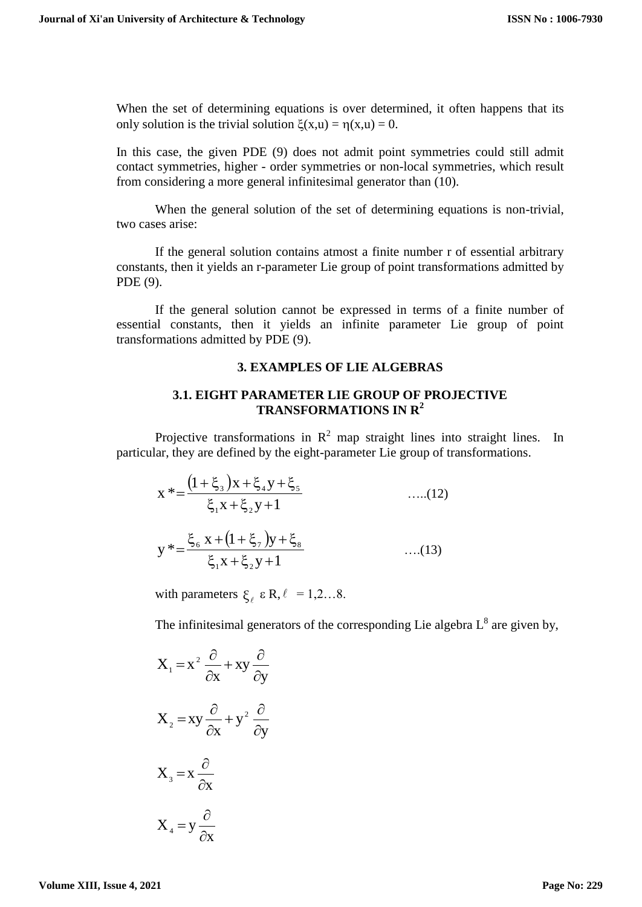When the set of determining equations is over determined, it often happens that its only solution is the trivial solution $\xi(x,u) = \eta(x,u) = 0$.

In this case, the given PDE (9) does not admit point symmetries could still admit contact symmetries, higher - order symmetries or non-local symmetries, which result from considering a more general infinitesimal generator than (10).

When the general solution of the set of determining equations is non-trivial, two cases arise:

If the general solution contains atmost a finite number r of essential arbitrary constants, then it yields an r-parameter Lie group of point transformations admitted by PDE (9).

If the general solution cannot be expressed in terms of a finite number of essential constants, then it yields an infinite parameter Lie group of point transformations admitted by PDE (9).

## 3. EXAMPLES OF LIE ALGEBRAS

### 3.1. EIGHT PARAMETER LIE GROUP OF PROJECTIVE TRANSFORMATIONS IN $R^2$

Projective transformations in $R^2$ map straight lines into straight lines. In particular, they are defined by the eight-parameter Lie group of transformations.

$$x^* = \frac{(1+\xi_3)x + \xi_4 y + \xi_5}{\xi_1 x + \xi_2 y + 1} \quad \text{…..(12)}$$

$$y^* = \frac{\xi_6\, x + (1+\xi_7)y + \xi_8}{\xi_1 x + \xi_2 y + 1} \quad \text{….(13)}$$

with parameters $\xi_\ell \in R, \ell = 1,2\ldots8$.

The infinitesimal generators of the corresponding Lie algebra $L^8$ are given by,

$$X_1 = x^2 \frac{\partial}{\partial x} + xy \frac{\partial}{\partial y}$$

$$X_2 = xy \frac{\partial}{\partial x} + y^2 \frac{\partial}{\partial y}$$

$$X_3 = x \frac{\partial}{\partial x}$$

$$X_4 = y \frac{\partial}{\partial x}$$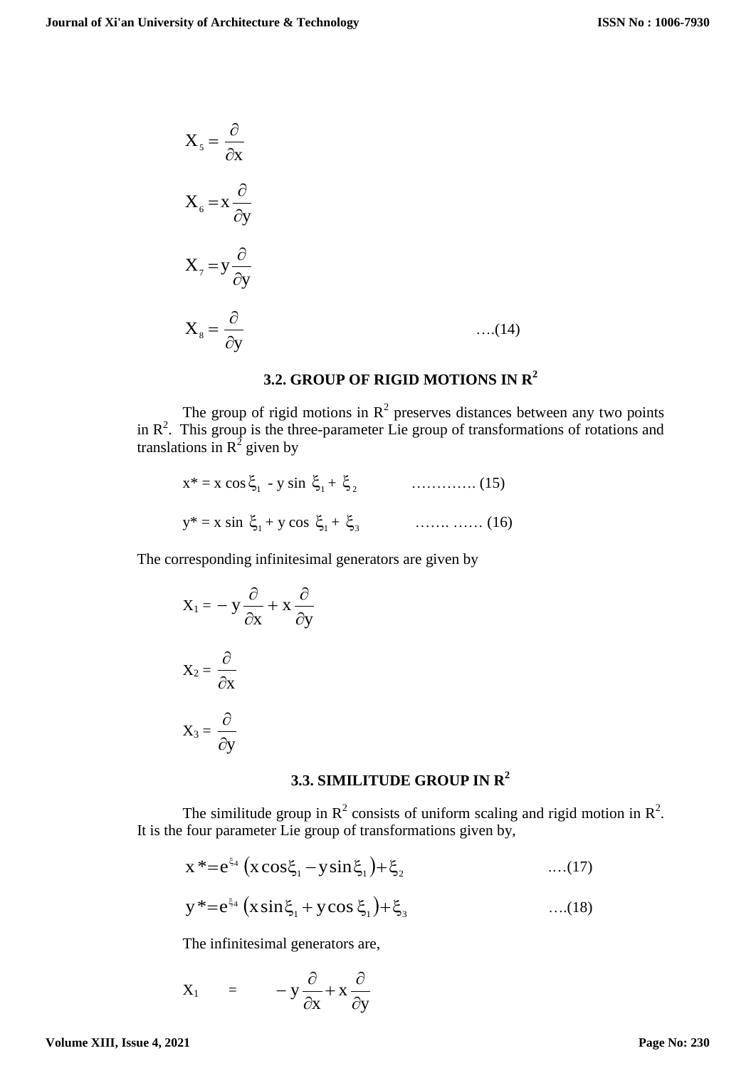$$X_5 = \frac{\partial}{\partial x}$$

$$X_6 = x\frac{\partial}{\partial y}$$

$$X_7 = y\frac{\partial}{\partial y}$$

$$X_8 = \frac{\partial}{\partial y} \qquad \text{….(14)}$$

### 3.2. GROUP OF RIGID MOTIONS IN $R^2$

The group of rigid motions in $R^2$ preserves distances between any two points in $R^2$. This group is the three-parameter Lie group of transformations of rotations and translations in $R^2$ given by

$$x^* = x\cos\xi_1 - y\sin\xi_1 + \xi_2 \qquad \text{…………. (15)}$$

$$y^* = x\sin\xi_1 + y\cos\xi_1 + \xi_3 \qquad \text{……. …… (16)}$$

The corresponding infinitesimal generators are given by

$$X_1 = -y\frac{\partial}{\partial x} + x\frac{\partial}{\partial y}$$

$$X_2 = \frac{\partial}{\partial x}$$

$$X_3 = \frac{\partial}{\partial y}$$

### 3.3. SIMILITUDE GROUP IN $R^2$

The similitude group in $R^2$ consists of uniform scaling and rigid motion in $R^2$. It is the four parameter Lie group of transformations given by,

$$x^* = e^{\xi_4}\left(x\cos\xi_1 - y\sin\xi_1\right) + \xi_2 \qquad \text{….(17)}$$

$$y^* = e^{\xi_4}\left(x\sin\xi_1 + y\cos\xi_1\right) + \xi_3 \qquad \text{….(18)}$$

The infinitesimal generators are,

$$X_1 \quad = \quad -y\frac{\partial}{\partial x} + x\frac{\partial}{\partial y}$$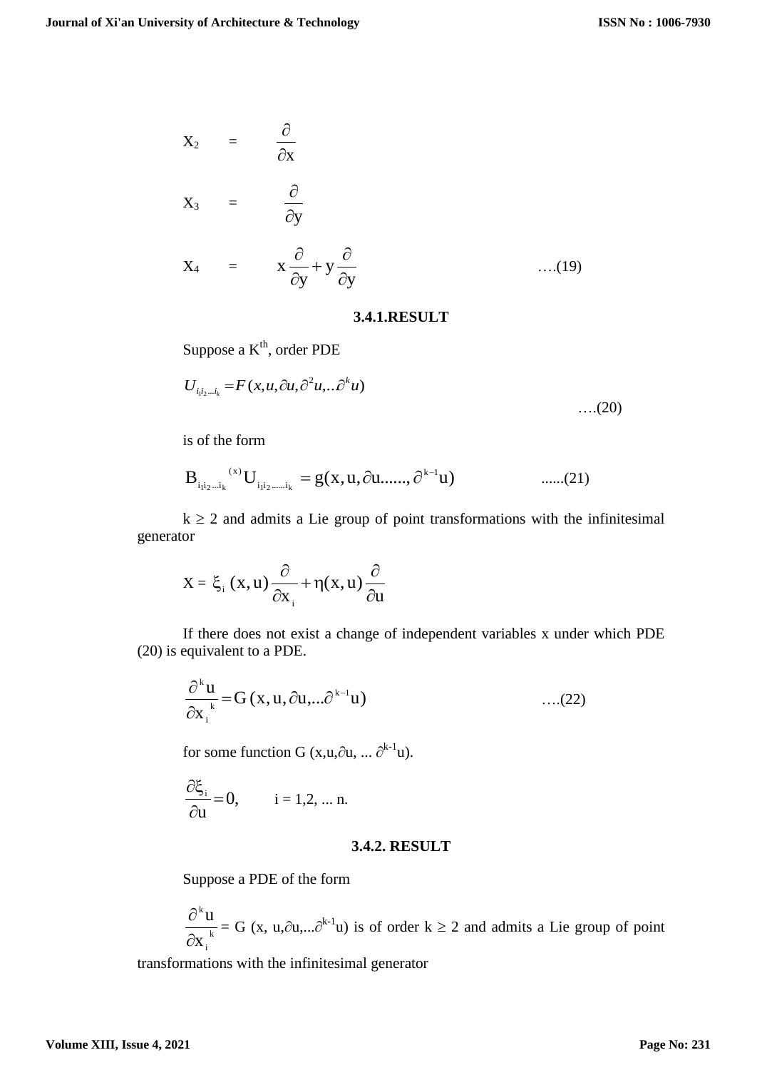$$X_2 = \frac{\partial}{\partial x}$$

$$X_3 = \frac{\partial}{\partial y}$$

$$X_4 = x\frac{\partial}{\partial y} + y\frac{\partial}{\partial y} \qquad \text{….(19)}$$

### 3.4.1.RESULT

Suppose a K[th], order PDE

$$U_{i_1 i_2 \ldots i_k} = F(x, u, \partial u, \partial^2 u, .. \partial^k u) \qquad \text{….(20)}$$

is of the form

$$B_{i_1 i_2 \ldots i_k}{}^{(x)} U_{i_1 i_2 \ldots\ldots i_k} = g(x, u, \partial u \ldots\ldots, \partial^{k-1} u) \qquad \text{......(21)}$$

$k \geq 2$ and admits a Lie group of point transformations with the infinitesimal generator

$$X = \xi_i(x, u)\frac{\partial}{\partial x_i} + \eta(x, u)\frac{\partial}{\partial u}$$

If there does not exist a change of independent variables x under which PDE (20) is equivalent to a PDE.

$$\frac{\partial^k u}{\partial {x_i}^k} = G(x, u, \partial u, \ldots \partial^{k-1} u) \qquad \text{….(22)}$$

for some function G $(x, u, \partial u, \ldots \partial^{k-1} u)$.

$$\frac{\partial \xi_i}{\partial u} = 0, \qquad i = 1, 2, \ldots n.$$

### 3.4.2. RESULT

Suppose a PDE of the form

$\frac{\partial^k u}{\partial {x_i}^k}$ = G $(x, u, \partial u, \ldots \partial^{k-1} u)$ is of order $k \geq 2$ and admits a Lie group of point transformations with the infinitesimal generator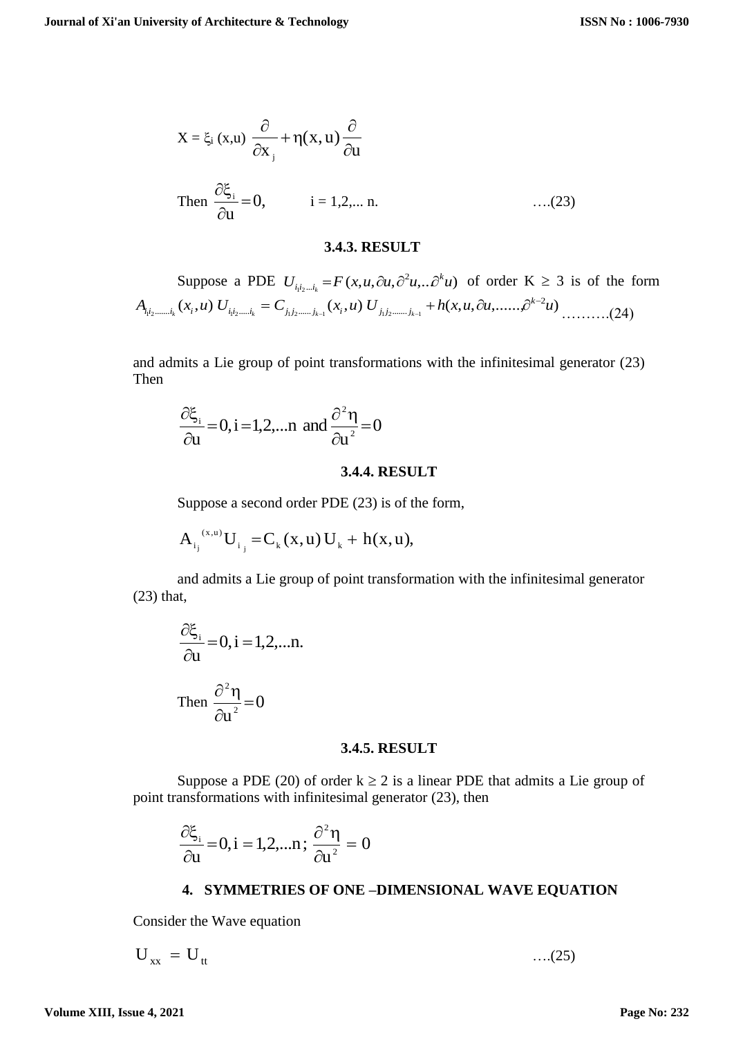$$X = \xi_i (x,u) \frac{\partial}{\partial x_j} + \eta(x,u) \frac{\partial}{\partial u}$$

Then $\frac{\partial \xi_i}{\partial u} = 0, \qquad i = 1,2,... n.$ ….(23)

### 3.4.3. RESULT

Suppose a PDE $U_{i_1 i_2 \ldots i_k} = F(x, u, \partial u, \partial^2 u, .. \partial^k u)$ of order $K \geq 3$ is of the form $A_{i_1 i_2 \ldots\ldots i_k}(x_i, u)\, U_{i_1 i_2 \ldots\ldots i_k} = C_{j_1 j_2 \ldots\ldots j_{k-1}}(x_i, u)\, U_{j_1 j_2 \ldots\ldots j_{k-1}} + h(x, u, \partial u, \ldots\ldots, \partial^{k-2} u)$ ……….(24)

and admits a Lie group of point transformations with the infinitesimal generator (23) Then

$$\frac{\partial \xi_i}{\partial u} = 0, i = 1,2,...n \text{ and } \frac{\partial^2 \eta}{\partial u^2} = 0$$

### 3.4.4. RESULT

Suppose a second order PDE (23) is of the form,

$$A_{i_j}^{(x,u)} U_{i_j} = C_k(x,u)\, U_k + h(x,u),$$

and admits a Lie group of point transformation with the infinitesimal generator (23) that,

$$\frac{\partial \xi_i}{\partial u} = 0, i = 1,2,...n.$$

Then $\frac{\partial^2 \eta}{\partial u^2} = 0$

### 3.4.5. RESULT

Suppose a PDE (20) of order $k \geq 2$ is a linear PDE that admits a Lie group of point transformations with infinitesimal generator (23), then

$$\frac{\partial \xi_i}{\partial u} = 0, i = 1,2,...n; \frac{\partial^2 \eta}{\partial u^2} = 0$$

## 4. SYMMETRIES OF ONE –DIMENSIONAL WAVE EQUATION

Consider the Wave equation

$$U_{xx} = U_{tt} \qquad \text{….(25)}$$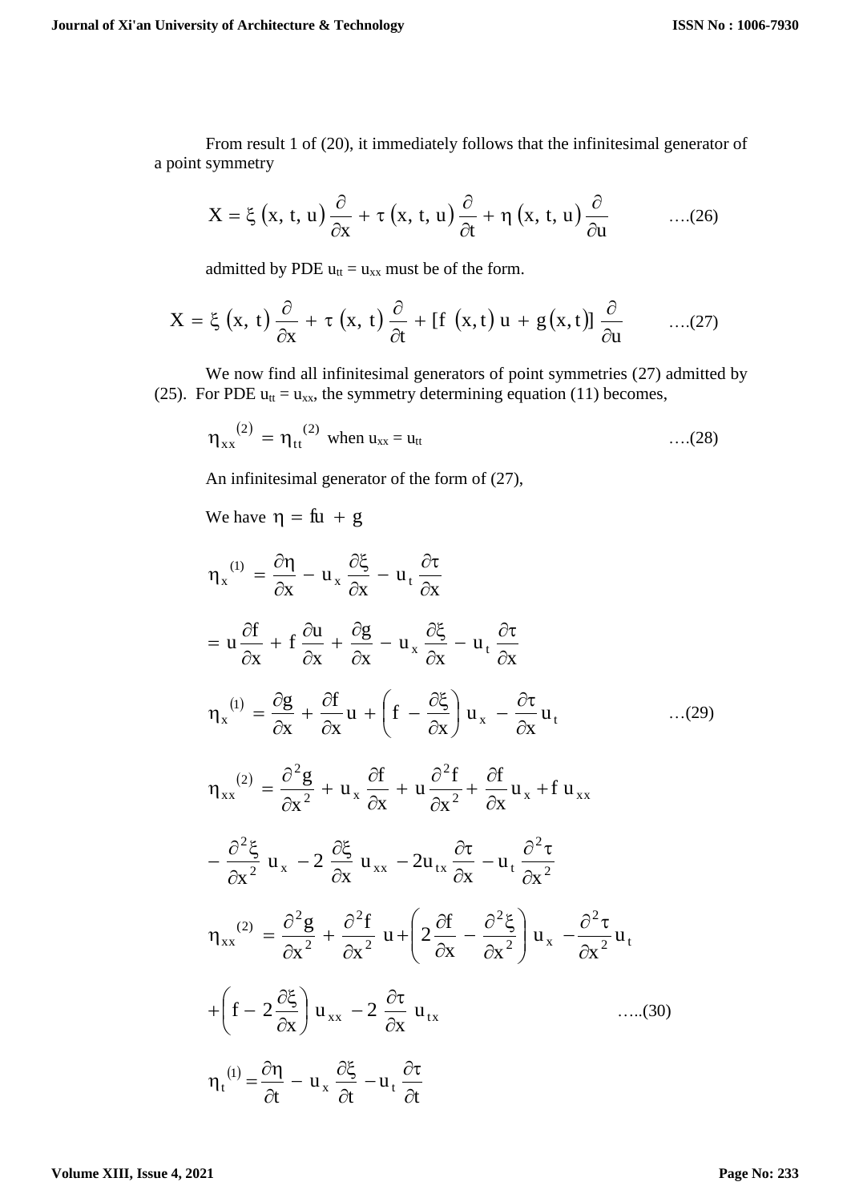From result 1 of (20), it immediately follows that the infinitesimal generator of a point symmetry

$$X = \xi(x, t, u)\frac{\partial}{\partial x} + \tau(x, t, u)\frac{\partial}{\partial t} + \eta(x, t, u)\frac{\partial}{\partial u} \qquad \text{....(26)}$$

admitted by PDE $u_{tt} = u_{xx}$ must be of the form.

$$X = \xi(x, t)\frac{\partial}{\partial x} + \tau(x, t)\frac{\partial}{\partial t} + [f(x,t)u + g(x,t)]\frac{\partial}{\partial u} \qquad \text{....(27)}$$

We now find all infinitesimal generators of point symmetries (27) admitted by (25). For PDE $u_{tt} = u_{xx}$, the symmetry determining equation (11) becomes,

$$\eta_{xx}^{(2)} = \eta_{tt}^{(2)} \text{ when } u_{xx} = u_{tt} \qquad \text{....(28)}$$

An infinitesimal generator of the form of (27),

We have $\eta = fu + g$

$$\eta_x^{(1)} = \frac{\partial \eta}{\partial x} - u_x\frac{\partial \xi}{\partial x} - u_t\frac{\partial \tau}{\partial x}$$

$$= u\frac{\partial f}{\partial x} + f\frac{\partial u}{\partial x} + \frac{\partial g}{\partial x} - u_x\frac{\partial \xi}{\partial x} - u_t\frac{\partial \tau}{\partial x}$$

$$\eta_x^{(1)} = \frac{\partial g}{\partial x} + \frac{\partial f}{\partial x}u + \left(f - \frac{\partial \xi}{\partial x}\right)u_x - \frac{\partial \tau}{\partial x}u_t \qquad \text{...(29)}$$

$$\eta_{xx}^{(2)} = \frac{\partial^2 g}{\partial x^2} + u_x\frac{\partial f}{\partial x} + u\frac{\partial^2 f}{\partial x^2} + \frac{\partial f}{\partial x}u_x + f\,u_{xx}$$

$$- \frac{\partial^2 \xi}{\partial x^2}u_x - 2\frac{\partial \xi}{\partial x}u_{xx} - 2u_{tx}\frac{\partial \tau}{\partial x} - u_t\frac{\partial^2 \tau}{\partial x^2}$$

$$\eta_{xx}^{(2)} = \frac{\partial^2 g}{\partial x^2} + \frac{\partial^2 f}{\partial x^2}u + \left(2\frac{\partial f}{\partial x} - \frac{\partial^2 \xi}{\partial x^2}\right)u_x - \frac{\partial^2 \tau}{\partial x^2}u_t$$

$$+\left(f - 2\frac{\partial \xi}{\partial x}\right)u_{xx} - 2\frac{\partial \tau}{\partial x}u_{tx} \qquad \text{.....(30)}$$

$$\eta_t^{(1)} = \frac{\partial \eta}{\partial t} - u_x\frac{\partial \xi}{\partial t} - u_t\frac{\partial \tau}{\partial t}$$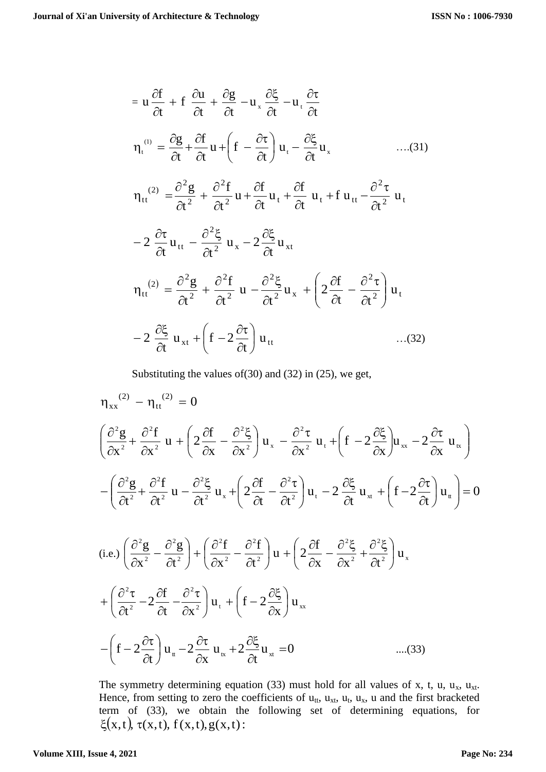$$= u\frac{\partial f}{\partial t} + f\ \frac{\partial u}{\partial t} + \frac{\partial g}{\partial t} - u_x\frac{\partial \xi}{\partial t} - u_t\frac{\partial \tau}{\partial t}$$

$$\eta_t^{(1)} = \frac{\partial g}{\partial t} + \frac{\partial f}{\partial t}u + \left(f - \frac{\partial \tau}{\partial t}\right)u_t - \frac{\partial \xi}{\partial t}u_x \qquad \text{….(31)}$$

$$\eta_{tt}^{(2)} = \frac{\partial^2 g}{\partial t^2} + \frac{\partial^2 f}{\partial t^2}u + \frac{\partial f}{\partial t}u_t + \frac{\partial f}{\partial t}\ u_t + f\ u_{tt} - \frac{\partial^2 \tau}{\partial t^2}\ u_t$$

$$-2\ \frac{\partial \tau}{\partial t}u_{tt} - \frac{\partial^2 \xi}{\partial t^2}\ u_x - 2\frac{\partial \xi}{\partial t}u_{xt}$$

$$\eta_{tt}^{(2)} = \frac{\partial^2 g}{\partial t^2} + \frac{\partial^2 f}{\partial t^2}\ u - \frac{\partial^2 \xi}{\partial t^2}u_x + \left(2\frac{\partial f}{\partial t} - \frac{\partial^2 \tau}{\partial t^2}\right)u_t$$

$$-2\ \frac{\partial \xi}{\partial t}\ u_{xt} + \left(f - 2\frac{\partial \tau}{\partial t}\right)u_{tt} \qquad \text{…(32)}$$

Substituting the values of(30) and (32) in (25), we get,

$$\eta_{xx}^{(2)} - \eta_{tt}^{(2)} = 0$$

$$\left(\frac{\partial^2 g}{\partial x^2} + \frac{\partial^2 f}{\partial x^2}\ u + \left(2\frac{\partial f}{\partial x} - \frac{\partial^2 \xi}{\partial x^2}\right)u_x - \frac{\partial^2 \tau}{\partial x^2}\ u_t + \left(f - 2\frac{\partial \xi}{\partial x}\right)u_{xx} - 2\frac{\partial \tau}{\partial x}\ u_{tx}\right)$$

$$-\left(\frac{\partial^2 g}{\partial t^2} + \frac{\partial^2 f}{\partial t^2}\ u - \frac{\partial^2 \xi}{\partial t^2}\ u_x + \left(2\frac{\partial f}{\partial t} - \frac{\partial^2 \tau}{\partial t^2}\right)u_t - 2\ \frac{\partial \xi}{\partial t}\ u_{xt} + \left(f - 2\frac{\partial \tau}{\partial t}\right)u_{tt}\right) = 0$$

$$\text{(i.e.)}\ \left(\frac{\partial^2 g}{\partial x^2} - \frac{\partial^2 g}{\partial t^2}\right) + \left(\frac{\partial^2 f}{\partial x^2} - \frac{\partial^2 f}{\partial t^2}\right)u + \left(2\frac{\partial f}{\partial x} - \frac{\partial^2 \xi}{\partial x^2} + \frac{\partial^2 \xi}{\partial t^2}\right)u_x$$

$$+\left(\frac{\partial^2 \tau}{\partial t^2} - 2\frac{\partial f}{\partial t} - \frac{\partial^2 \tau}{\partial x^2}\right)u_t + \left(f - 2\frac{\partial \xi}{\partial x}\right)u_{xx}$$

$$-\left(f - 2\frac{\partial \tau}{\partial t}\right)u_{tt} - 2\frac{\partial \tau}{\partial x}\ u_{tx} + 2\frac{\partial \xi}{\partial t}u_{xt} = 0 \qquad \text{....(33)}$$

The symmetry determining equation (33) must hold for all values of x, t, u, $u_x$, $u_{xt}$. Hence, from setting to zero the coefficients of $u_{tt}$, $u_{xt}$, $u_t$, $u_x$, u and the first bracketed term of (33), we obtain the following set of determining equations, for $\xi(x,t)$, $\tau(x,t)$, $f(x,t)$, $g(x,t)$: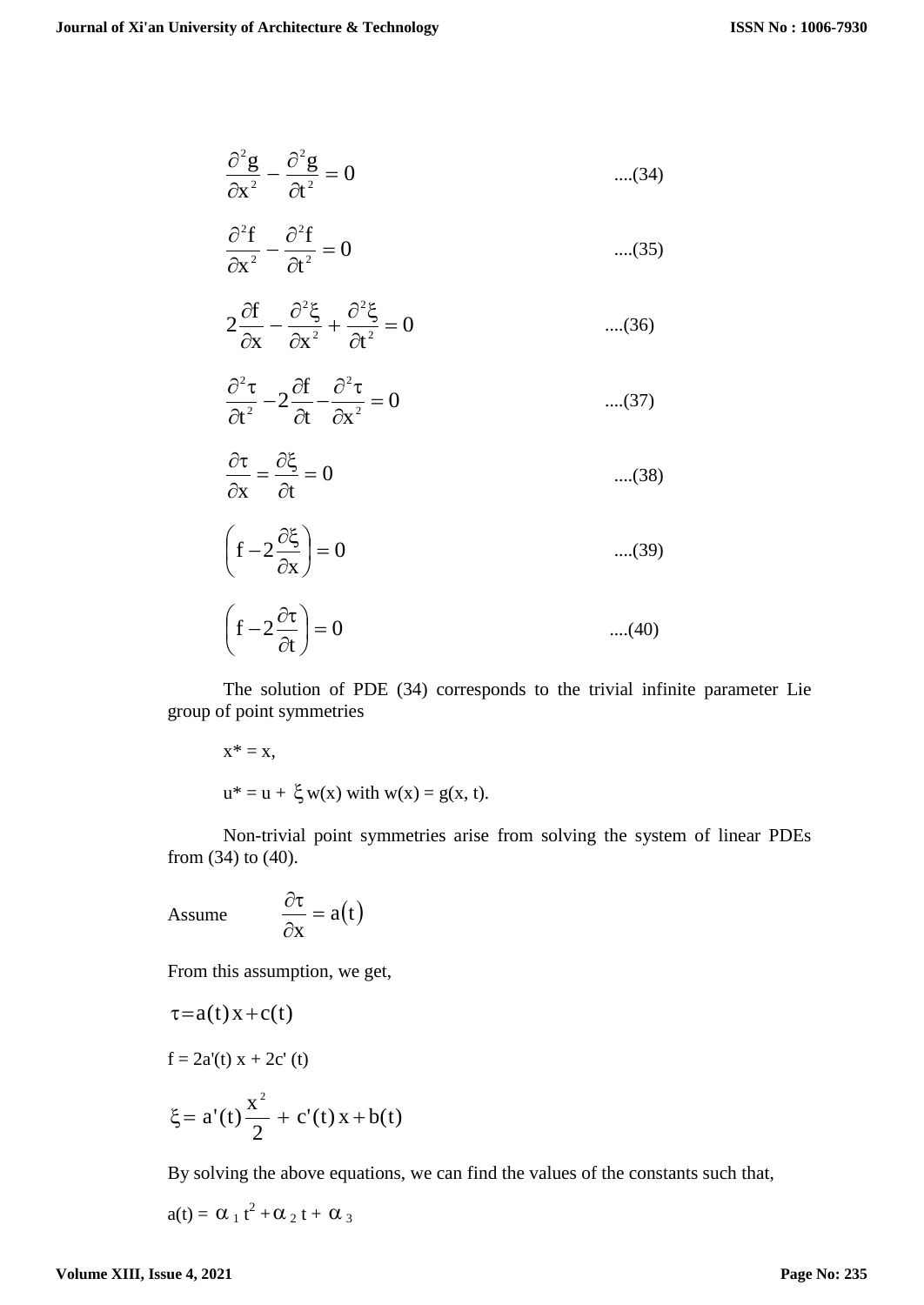$$\frac{\partial^2 g}{\partial x^2} - \frac{\partial^2 g}{\partial t^2} = 0 \qquad ....(34)$$

$$\frac{\partial^2 f}{\partial x^2} - \frac{\partial^2 f}{\partial t^2} = 0 \qquad ....(35)$$

$$2\frac{\partial f}{\partial x} - \frac{\partial^2 \xi}{\partial x^2} + \frac{\partial^2 \xi}{\partial t^2} = 0 \qquad ....(36)$$

$$\frac{\partial^2 \tau}{\partial t^2} - 2\frac{\partial f}{\partial t} - \frac{\partial^2 \tau}{\partial x^2} = 0 \qquad ....(37)$$

$$\frac{\partial \tau}{\partial x} = \frac{\partial \xi}{\partial t} = 0 \qquad ....(38)$$

$$\left(f - 2\frac{\partial \xi}{\partial x}\right) = 0 \qquad ....(39)$$

$$\left(f - 2\frac{\partial \tau}{\partial t}\right) = 0 \qquad ....(40)$$

The solution of PDE (34) corresponds to the trivial infinite parameter Lie group of point symmetries

$x^* = x$,

$u^* = u + \xi w(x)$ with $w(x) = g(x, t)$.

Non-trivial point symmetries arise from solving the system of linear PDEs from (34) to (40).

Assume $\qquad \dfrac{\partial \tau}{\partial x} = a(t)$

From this assumption, we get,

$$\tau = a(t)x + c(t)$$

$$f = 2a'(t)\,x + 2c'(t)$$

$$\xi = a'(t)\frac{x^2}{2} + c'(t)\,x + b(t)$$

By solving the above equations, we can find the values of the constants such that,

$a(t) = \alpha_1 t^2 + \alpha_2 t + \alpha_3$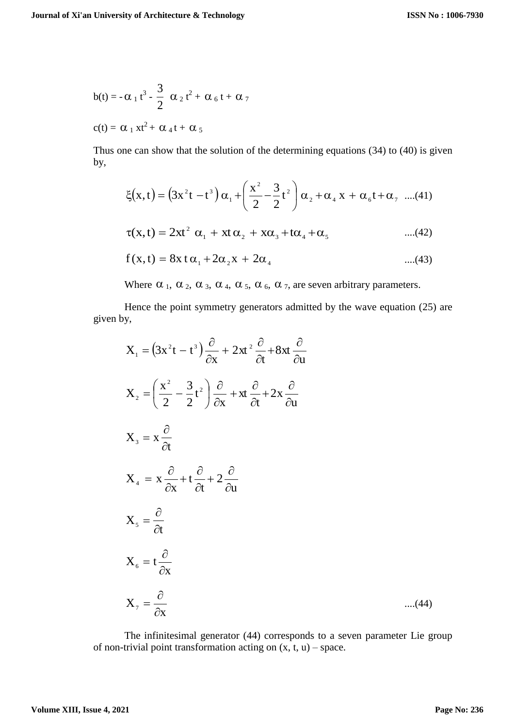$$b(t) = -\alpha_1 t^3 - \frac{3}{2}\alpha_2 t^2 + \alpha_6 t + \alpha_7$$

$$c(t) = \alpha_1 xt^2 + \alpha_4 t + \alpha_5$$

Thus one can show that the solution of the determining equations (34) to (40) is given by,

$$\xi(x,t) = \left(3x^2 t - t^3\right)\alpha_1 + \left(\frac{x^2}{2} - \frac{3}{2}t^2\right)\alpha_2 + \alpha_4 x + \alpha_6 t + \alpha_7 \quad \text{....(41)}$$

$$\tau(x,t) = 2xt^2\,\alpha_1 + xt\,\alpha_2 + x\alpha_3 + t\alpha_4 + \alpha_5 \quad \text{....(42)}$$

$$f(x,t) = 8xt\,\alpha_1 + 2\alpha_2 x + 2\alpha_4 \quad \text{....(43)}$$

Where $\alpha_1$, $\alpha_2$, $\alpha_3$, $\alpha_4$, $\alpha_5$, $\alpha_6$, $\alpha_7$, are seven arbitrary parameters.

Hence the point symmetry generators admitted by the wave equation (25) are given by,

$$X_1 = \left(3x^2 t - t^3\right)\frac{\partial}{\partial x} + 2xt^2\frac{\partial}{\partial t} + 8xt\frac{\partial}{\partial u}$$

$$X_2 = \left(\frac{x^2}{2} - \frac{3}{2}t^2\right)\frac{\partial}{\partial x} + xt\frac{\partial}{\partial t} + 2x\frac{\partial}{\partial u}$$

$$X_3 = x\frac{\partial}{\partial t}$$

$$X_4 = x\frac{\partial}{\partial x} + t\frac{\partial}{\partial t} + 2\frac{\partial}{\partial u}$$

$$X_5 = \frac{\partial}{\partial t}$$

$$X_6 = t\frac{\partial}{\partial x}$$

$$X_7 = \frac{\partial}{\partial x} \quad \text{....(44)}$$

The infinitesimal generator (44) corresponds to a seven parameter Lie group of non-trivial point transformation acting on (x, t, u) – space.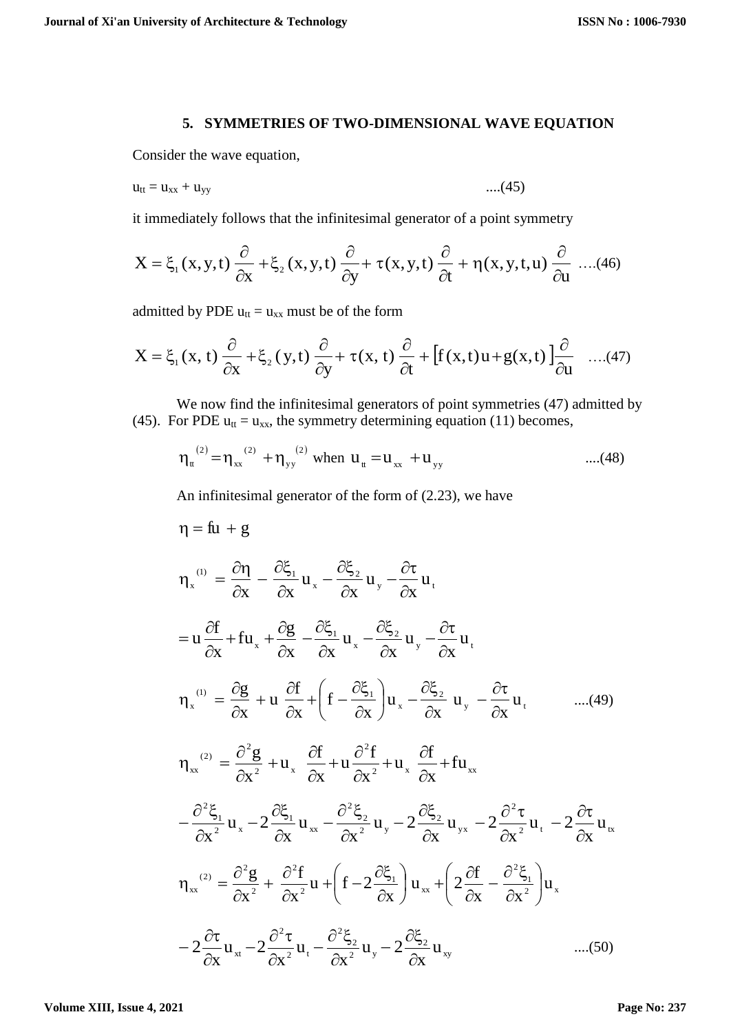## 5. SYMMETRIES OF TWO-DIMENSIONAL WAVE EQUATION

Consider the wave equation,

$$u_{tt} = u_{xx} + u_{yy} \quad \text{....(45)}$$

it immediately follows that the infinitesimal generator of a point symmetry

$$X = \xi_1(x,y,t)\frac{\partial}{\partial x} + \xi_2(x,y,t)\frac{\partial}{\partial y} + \tau(x,y,t)\frac{\partial}{\partial t} + \eta(x,y,t,u)\frac{\partial}{\partial u} \quad \text{....(46)}$$

admitted by PDE $u_{tt} = u_{xx}$ must be of the form

$$X = \xi_1(x,t)\frac{\partial}{\partial x} + \xi_2(y,t)\frac{\partial}{\partial y} + \tau(x,t)\frac{\partial}{\partial t} + \left[f(x,t)u + g(x,t)\right]\frac{\partial}{\partial u} \quad \text{....(47)}$$

We now find the infinitesimal generators of point symmetries (47) admitted by (45). For PDE $u_{tt} = u_{xx}$, the symmetry determining equation (11) becomes,

$$\eta_{tt}^{(2)} = \eta_{xx}^{(2)} + \eta_{yy}^{(2)} \text{ when } u_{tt} = u_{xx} + u_{yy} \quad \text{....(48)}$$

An infinitesimal generator of the form of (2.23), we have

$$\eta = fu + g$$

$$\eta_x^{(1)} = \frac{\partial \eta}{\partial x} - \frac{\partial \xi_1}{\partial x}u_x - \frac{\partial \xi_2}{\partial x}u_y - \frac{\partial \tau}{\partial x}u_t$$

$$= u\frac{\partial f}{\partial x} + fu_x + \frac{\partial g}{\partial x} - \frac{\partial \xi_1}{\partial x}u_x - \frac{\partial \xi_2}{\partial x}u_y - \frac{\partial \tau}{\partial x}u_t$$

$$\eta_x^{(1)} = \frac{\partial g}{\partial x} + u\frac{\partial f}{\partial x} + \left(f - \frac{\partial \xi_1}{\partial x}\right)u_x - \frac{\partial \xi_2}{\partial x}u_y - \frac{\partial \tau}{\partial x}u_t \quad \text{....(49)}$$

$$\eta_{xx}^{(2)} = \frac{\partial^2 g}{\partial x^2} + u_x\frac{\partial f}{\partial x} + u\frac{\partial^2 f}{\partial x^2} + u_x\frac{\partial f}{\partial x} + fu_{xx}$$

$$-\frac{\partial^2 \xi_1}{\partial x^2}u_x - 2\frac{\partial \xi_1}{\partial x}u_{xx} - \frac{\partial^2 \xi_2}{\partial x^2}u_y - 2\frac{\partial \xi_2}{\partial x}u_{yx} - 2\frac{\partial^2 \tau}{\partial x^2}u_t - 2\frac{\partial \tau}{\partial x}u_{tx}$$

$$\eta_{xx}^{(2)} = \frac{\partial^2 g}{\partial x^2} + \frac{\partial^2 f}{\partial x^2}u + \left(f - 2\frac{\partial \xi_1}{\partial x}\right)u_{xx} + \left(2\frac{\partial f}{\partial x} - \frac{\partial^2 \xi_1}{\partial x^2}\right)u_x$$

$$-2\frac{\partial \tau}{\partial x}u_{xt} - 2\frac{\partial^2 \tau}{\partial x^2}u_t - \frac{\partial^2 \xi_2}{\partial x^2}u_y - 2\frac{\partial \xi_2}{\partial x}u_{xy} \quad \text{....(50)}$$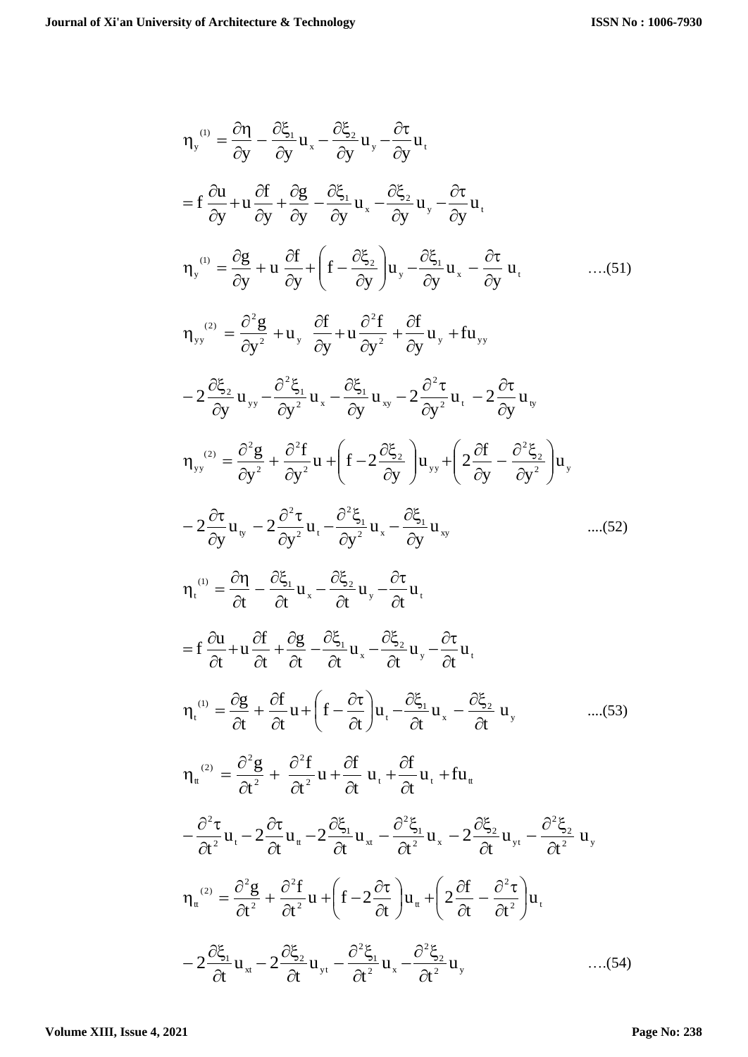$$\eta_y^{(1)} = \frac{\partial \eta}{\partial y} - \frac{\partial \xi_1}{\partial y}u_x - \frac{\partial \xi_2}{\partial y}u_y - \frac{\partial \tau}{\partial y}u_t$$

$$= f\,\frac{\partial u}{\partial y} + u\frac{\partial f}{\partial y} + \frac{\partial g}{\partial y} - \frac{\partial \xi_1}{\partial y}u_x - \frac{\partial \xi_2}{\partial y}u_y - \frac{\partial \tau}{\partial y}u_t$$

$$\eta_y^{(1)} = \frac{\partial g}{\partial y} + u\,\frac{\partial f}{\partial y} + \left(f - \frac{\partial \xi_2}{\partial y}\right)u_y - \frac{\partial \xi_1}{\partial y}u_x - \frac{\partial \tau}{\partial y}\,u_t \qquad \text{....(51)}$$

$$\eta_{yy}^{(2)} = \frac{\partial^2 g}{\partial y^2} + u_y\;\frac{\partial f}{\partial y} + u\frac{\partial^2 f}{\partial y^2} + \frac{\partial f}{\partial y}u_y + f u_{yy}$$

$$-2\frac{\partial \xi_2}{\partial y}u_{yy} - \frac{\partial^2 \xi_1}{\partial y^2}u_x - \frac{\partial \xi_1}{\partial y}u_{xy} - 2\frac{\partial^2 \tau}{\partial y^2}u_t - 2\frac{\partial \tau}{\partial y}u_{ty}$$

$$\eta_{yy}^{(2)} = \frac{\partial^2 g}{\partial y^2} + \frac{\partial^2 f}{\partial y^2}u + \left(f - 2\frac{\partial \xi_2}{\partial y}\right)u_{yy} + \left(2\frac{\partial f}{\partial y} - \frac{\partial^2 \xi_2}{\partial y^2}\right)u_y$$

$$-2\frac{\partial \tau}{\partial y}u_{ty} - 2\frac{\partial^2 \tau}{\partial y^2}u_t - \frac{\partial^2 \xi_1}{\partial y^2}u_x - \frac{\partial \xi_1}{\partial y}u_{xy} \qquad \text{....(52)}$$

$$\eta_t^{(1)} = \frac{\partial \eta}{\partial t} - \frac{\partial \xi_1}{\partial t}u_x - \frac{\partial \xi_2}{\partial t}u_y - \frac{\partial \tau}{\partial t}u_t$$

$$= f\,\frac{\partial u}{\partial t} + u\frac{\partial f}{\partial t} + \frac{\partial g}{\partial t} - \frac{\partial \xi_1}{\partial t}u_x - \frac{\partial \xi_2}{\partial t}u_y - \frac{\partial \tau}{\partial t}u_t$$

$$\eta_t^{(1)} = \frac{\partial g}{\partial t} + \frac{\partial f}{\partial t}u + \left(f - \frac{\partial \tau}{\partial t}\right)u_t - \frac{\partial \xi_1}{\partial t}u_x - \frac{\partial \xi_2}{\partial t}\,u_y \qquad \text{....(53)}$$

$$\eta_{tt}^{(2)} = \frac{\partial^2 g}{\partial t^2} + \;\frac{\partial^2 f}{\partial t^2}u + \frac{\partial f}{\partial t}\;u_t + \frac{\partial f}{\partial t}u_t + f u_{tt}$$

$$-\frac{\partial^2 \tau}{\partial t^2}u_t - 2\frac{\partial \tau}{\partial t}u_{tt} - 2\frac{\partial \xi_1}{\partial t}u_{xt} - \frac{\partial^2 \xi_1}{\partial t^2}u_x - 2\frac{\partial \xi_2}{\partial t}u_{yt} - \frac{\partial^2 \xi_2}{\partial t^2}\;u_y$$

$$\eta_{tt}^{(2)} = \frac{\partial^2 g}{\partial t^2} + \frac{\partial^2 f}{\partial t^2}u + \left(f - 2\frac{\partial \tau}{\partial t}\right)u_{tt} + \left(2\frac{\partial f}{\partial t} - \frac{\partial^2 \tau}{\partial t^2}\right)u_t$$

$$-2\frac{\partial \xi_1}{\partial t}u_{xt} - 2\frac{\partial \xi_2}{\partial t}u_{yt} - \frac{\partial^2 \xi_1}{\partial t^2}u_x - \frac{\partial^2 \xi_2}{\partial t^2}u_y \qquad \text{....(54)}$$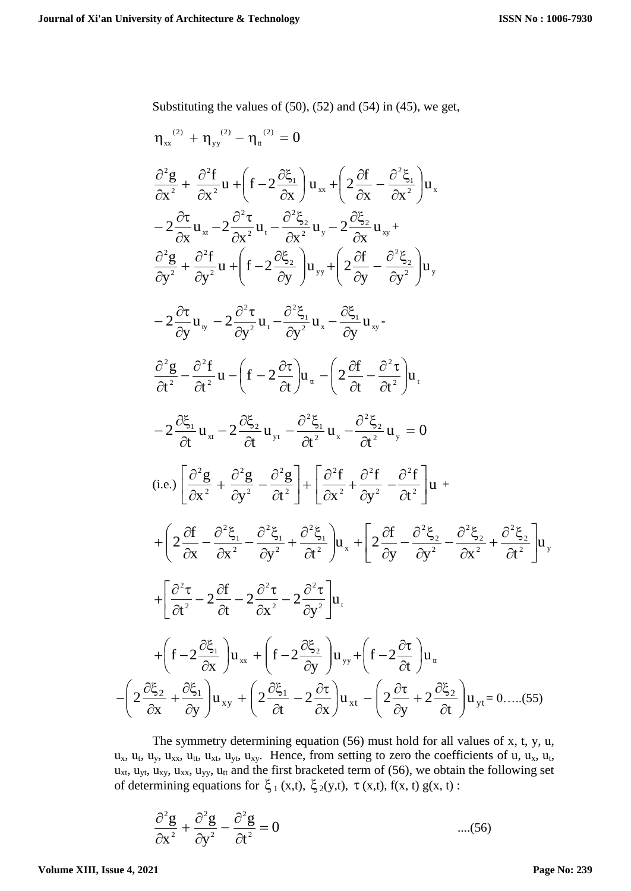Substituting the values of (50), (52) and (54) in (45), we get,

$$\eta_{xx}^{(2)} + \eta_{yy}^{(2)} - \eta_{tt}^{(2)} = 0$$

$$\frac{\partial^2 g}{\partial x^2} + \frac{\partial^2 f}{\partial x^2} u + \left( f - 2\frac{\partial \xi_1}{\partial x} \right) u_{xx} + \left( 2\frac{\partial f}{\partial x} - \frac{\partial^2 \xi_1}{\partial x^2} \right) u_x$$

$$- 2\frac{\partial \tau}{\partial x} u_{xt} - 2\frac{\partial^2 \tau}{\partial x^2} u_t - \frac{\partial^2 \xi_2}{\partial x^2} u_y - 2\frac{\partial \xi_2}{\partial x} u_{xy} +$$

$$\frac{\partial^2 g}{\partial y^2} + \frac{\partial^2 f}{\partial y^2} u + \left( f - 2\frac{\partial \xi_2}{\partial y} \right) u_{yy} + \left( 2\frac{\partial f}{\partial y} - \frac{\partial^2 \xi_2}{\partial y^2} \right) u_y$$

$$- 2\frac{\partial \tau}{\partial y} u_{ty} - 2\frac{\partial^2 \tau}{\partial y^2} u_t - \frac{\partial^2 \xi_1}{\partial y^2} u_x - \frac{\partial \xi_1}{\partial y} u_{xy} -$$

$$\frac{\partial^2 g}{\partial t^2} - \frac{\partial^2 f}{\partial t^2} u - \left( f - 2\frac{\partial \tau}{\partial t} \right) u_{tt} - \left( 2\frac{\partial f}{\partial t} - \frac{\partial^2 \tau}{\partial t^2} \right) u_t$$

$$- 2\frac{\partial \xi_1}{\partial t} u_{xt} - 2\frac{\partial \xi_2}{\partial t} u_{yt} - \frac{\partial^2 \xi_1}{\partial t^2} u_x - \frac{\partial^2 \xi_2}{\partial t^2} u_y = 0$$

$$\text{(i.e.)} \left[ \frac{\partial^2 g}{\partial x^2} + \frac{\partial^2 g}{\partial y^2} - \frac{\partial^2 g}{\partial t^2} \right] + \left[ \frac{\partial^2 f}{\partial x^2} + \frac{\partial^2 f}{\partial y^2} - \frac{\partial^2 f}{\partial t^2} \right] u \; +$$

$$+ \left( 2\frac{\partial f}{\partial x} - \frac{\partial^2 \xi_1}{\partial x^2} - \frac{\partial^2 \xi_1}{\partial y^2} + \frac{\partial^2 \xi_1}{\partial t^2} \right) u_x + \left[ 2\frac{\partial f}{\partial y} - \frac{\partial^2 \xi_2}{\partial y^2} - \frac{\partial^2 \xi_2}{\partial x^2} + \frac{\partial^2 \xi_2}{\partial t^2} \right] u_y$$

$$+ \left[ \frac{\partial^2 \tau}{\partial t^2} - 2\frac{\partial f}{\partial t} - 2\frac{\partial^2 \tau}{\partial x^2} - 2\frac{\partial^2 \tau}{\partial y^2} \right] u_t$$

$$+ \left( f - 2\frac{\partial \xi_1}{\partial x} \right) u_{xx} + \left( f - 2\frac{\partial \xi_2}{\partial y} \right) u_{yy} + \left( f - 2\frac{\partial \tau}{\partial t} \right) u_{tt}$$

$$- \left( 2\frac{\partial \xi_2}{\partial x} + \frac{\partial \xi_1}{\partial y} \right) u_{xy} + \left( 2\frac{\partial \xi_1}{\partial t} - 2\frac{\partial \tau}{\partial x} \right) u_{xt} - \left( 2\frac{\partial \tau}{\partial y} + 2\frac{\partial \xi_2}{\partial t} \right) u_{yt} = 0 \quad \text{.....(55)}$$

The symmetry determining equation (56) must hold for all values of x, t, y, u, $u_x$, $u_t$, $u_y$, $u_{xx}$, $u_{tt}$, $u_{xt}$, $u_{yt}$, $u_{xy}$. Hence, from setting to zero the coefficients of u, $u_x$, $u_t$, $u_{xt}$, $u_{yt}$, $u_{xy}$, $u_{xx}$, $u_{yy}$, $u_{tt}$ and the first bracketed term of (56), we obtain the following set of determining equations for $\xi_1(x,t)$, $\xi_2(y,t)$, $\tau(x,t)$, $f(x,t)$ $g(x,t)$ :

$$\frac{\partial^2 g}{\partial x^2} + \frac{\partial^2 g}{\partial y^2} - \frac{\partial^2 g}{\partial t^2} = 0 \qquad \text{....(56)}$$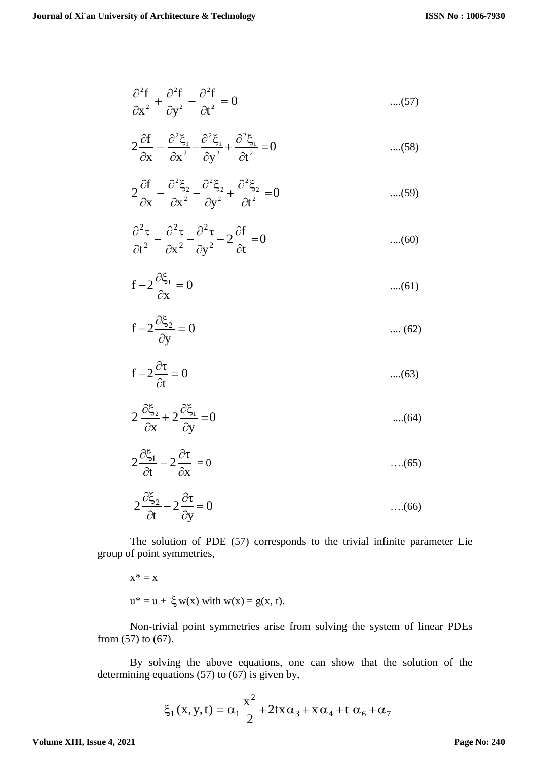$$\frac{\partial^2 f}{\partial x^2}+\frac{\partial^2 f}{\partial y^2}-\frac{\partial^2 f}{\partial t^2}=0 \qquad ....(57)$$

$$2\frac{\partial f}{\partial x}-\frac{\partial^2 \xi_1}{\partial x^2}-\frac{\partial^2 \xi_1}{\partial y^2}+\frac{\partial^2 \xi_1}{\partial t^2}=0 \qquad ....(58)$$

$$2\frac{\partial f}{\partial x}-\frac{\partial^2 \xi_2}{\partial x^2}-\frac{\partial^2 \xi_2}{\partial y^2}+\frac{\partial^2 \xi_2}{\partial t^2}=0 \qquad ....(59)$$

$$\frac{\partial^2 \tau}{\partial t^2}-\frac{\partial^2 \tau}{\partial x^2}-\frac{\partial^2 \tau}{\partial y^2}-2\frac{\partial f}{\partial t}=0 \qquad ....(60)$$

$$f-2\frac{\partial \xi_1}{\partial x}=0 \qquad ....(61)$$

$$f-2\frac{\partial \xi_2}{\partial y}=0 \qquad .... (62)$$

$$f-2\frac{\partial \tau}{\partial t}=0 \qquad ....(63)$$

$$2\frac{\partial \xi_2}{\partial x}+2\frac{\partial \xi_1}{\partial y}=0 \qquad ....(64)$$

$$2\frac{\partial \xi_1}{\partial t}-2\frac{\partial \tau}{\partial x}=0 \qquad ….(65)$$

$$2\frac{\partial \xi_2}{\partial t}-2\frac{\partial \tau}{\partial y}=0 \qquad ….(66)$$

The solution of PDE (57) corresponds to the trivial infinite parameter Lie group of point symmetries,

$x^* = x$

$u^* = u + \xi w(x)$ with $w(x) = g(x, t)$.

Non-trivial point symmetries arise from solving the system of linear PDEs from (57) to (67).

By solving the above equations, one can show that the solution of the determining equations (57) to (67) is given by,

$$\xi_1(x,y,t)=\alpha_1\frac{x^2}{2}+2tx\alpha_3+x\alpha_4+t\,\alpha_6+\alpha_7$$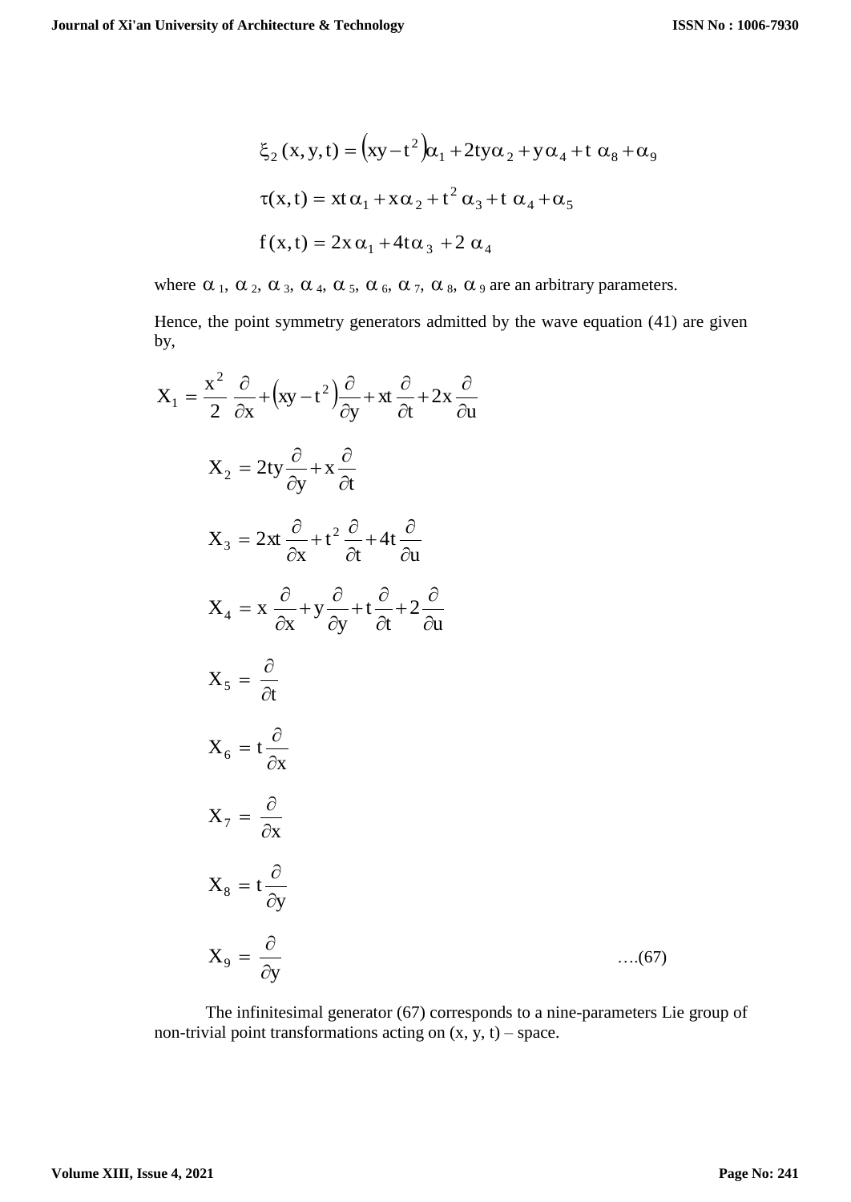$$\xi_2(x,y,t) = \left(xy - t^2\right)\alpha_1 + 2ty\alpha_2 + y\alpha_4 + t\,\alpha_8 + \alpha_9$$

$$\tau(x,t) = xt\,\alpha_1 + x\alpha_2 + t^2\,\alpha_3 + t\,\alpha_4 + \alpha_5$$

$$f(x,t) = 2x\,\alpha_1 + 4t\alpha_3 + 2\,\alpha_4$$

where $\alpha_1$, $\alpha_2$, $\alpha_3$, $\alpha_4$, $\alpha_5$, $\alpha_6$, $\alpha_7$, $\alpha_8$, $\alpha_9$ are an arbitrary parameters.

Hence, the point symmetry generators admitted by the wave equation (41) are given by,

$$X_1 = \frac{x^2}{2}\frac{\partial}{\partial x} + \left(xy - t^2\right)\frac{\partial}{\partial y} + xt\frac{\partial}{\partial t} + 2x\frac{\partial}{\partial u}$$

$$X_2 = 2ty\frac{\partial}{\partial y} + x\frac{\partial}{\partial t}$$

$$X_3 = 2xt\frac{\partial}{\partial x} + t^2\frac{\partial}{\partial t} + 4t\frac{\partial}{\partial u}$$

$$X_4 = x\frac{\partial}{\partial x} + y\frac{\partial}{\partial y} + t\frac{\partial}{\partial t} + 2\frac{\partial}{\partial u}$$

$$X_5 = \frac{\partial}{\partial t}$$

$$X_6 = t\frac{\partial}{\partial x}$$

$$X_7 = \frac{\partial}{\partial x}$$

$$X_8 = t\frac{\partial}{\partial y}$$

$$X_9 = \frac{\partial}{\partial y} \qquad \text{….(67)}$$

The infinitesimal generator (67) corresponds to a nine-parameters Lie group of non-trivial point transformations acting on (x, y, t) – space.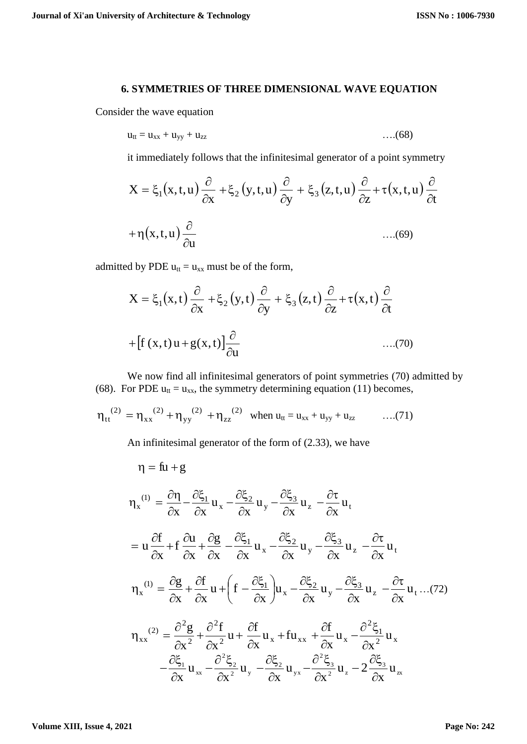### 6. SYMMETRIES OF THREE DIMENSIONAL WAVE EQUATION

Consider the wave equation

$$u_{tt} = u_{xx} + u_{yy} + u_{zz} \qquad \text{….(68)}$$

it immediately follows that the infinitesimal generator of a point symmetry

$$X = \xi_1(x,t,u)\frac{\partial}{\partial x} + \xi_2(y,t,u)\frac{\partial}{\partial y} + \xi_3(z,t,u)\frac{\partial}{\partial z} + \tau(x,t,u)\frac{\partial}{\partial t}$$

$$+\eta(x,t,u)\frac{\partial}{\partial u} \qquad \text{….(69)}$$

admitted by PDE $u_{tt} = u_{xx}$ must be of the form,

$$X = \xi_1(x,t)\frac{\partial}{\partial x} + \xi_2(y,t)\frac{\partial}{\partial y} + \xi_3(z,t)\frac{\partial}{\partial z} + \tau(x,t)\frac{\partial}{\partial t}$$

$$+\left[f(x,t)u + g(x,t)\right]\frac{\partial}{\partial u} \qquad \text{….(70)}$$

We now find all infinitesimal generators of point symmetries (70) admitted by (68). For PDE $u_{tt} = u_{xx}$, the symmetry determining equation (11) becomes,

$$\eta_{tt}^{(2)} = \eta_{xx}^{(2)} + \eta_{yy}^{(2)} + \eta_{zz}^{(2)} \quad \text{when } u_{tt} = u_{xx} + u_{yy} + u_{zz} \qquad \text{….(71)}$$

An infinitesimal generator of the form of (2.33), we have

$$\eta = fu + g$$

$$\eta_x^{(1)} = \frac{\partial \eta}{\partial x} - \frac{\partial \xi_1}{\partial x}u_x - \frac{\partial \xi_2}{\partial x}u_y - \frac{\partial \xi_3}{\partial x}u_z - \frac{\partial \tau}{\partial x}u_t$$

$$= u\frac{\partial f}{\partial x} + f\frac{\partial u}{\partial x} + \frac{\partial g}{\partial x} - \frac{\partial \xi_1}{\partial x}u_x - \frac{\partial \xi_2}{\partial x}u_y - \frac{\partial \xi_3}{\partial x}u_z - \frac{\partial \tau}{\partial x}u_t$$

$$\eta_x^{(1)} = \frac{\partial g}{\partial x} + \frac{\partial f}{\partial x}u + \left(f - \frac{\partial \xi_1}{\partial x}\right)u_x - \frac{\partial \xi_2}{\partial x}u_y - \frac{\partial \xi_3}{\partial x}u_z - \frac{\partial \tau}{\partial x}u_t \text{…(72)}$$

$$\eta_{xx}^{(2)} = \frac{\partial^2 g}{\partial x^2} + \frac{\partial^2 f}{\partial x^2}u + \frac{\partial f}{\partial x}u_x + fu_{xx} + \frac{\partial f}{\partial x}u_x - \frac{\partial^2 \xi_1}{\partial x^2}u_x$$
$$- \frac{\partial \xi_1}{\partial x}u_{xx} - \frac{\partial^2 \xi_2}{\partial x^2}u_y - \frac{\partial \xi_2}{\partial x}u_{yx} - \frac{\partial^2 \xi_3}{\partial x^2}u_z - 2\frac{\partial \xi_3}{\partial x}u_{zx}$$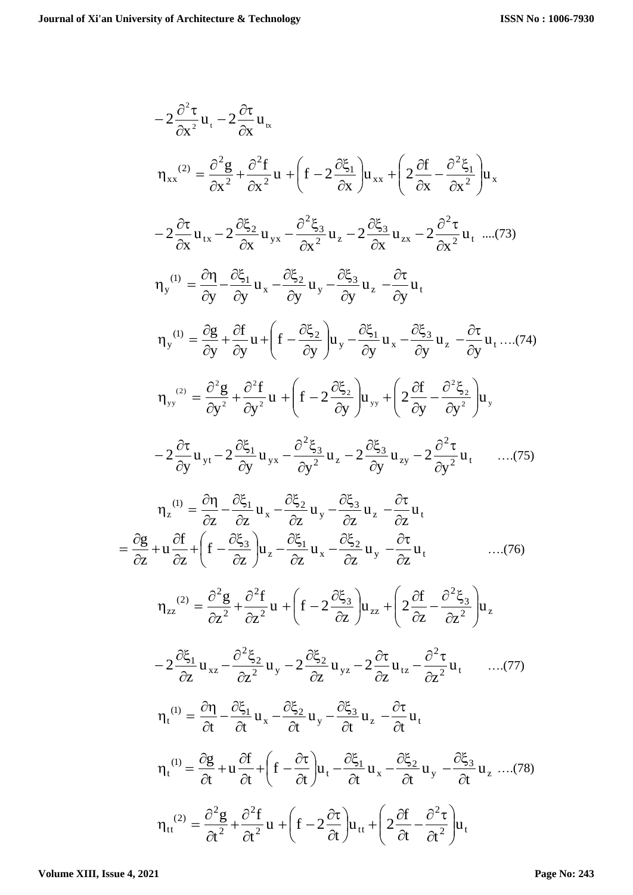$$-2\frac{\partial^2\tau}{\partial x^2}u_t - 2\frac{\partial\tau}{\partial x}u_{tx}$$

$$\eta_{xx}^{(2)} = \frac{\partial^2 g}{\partial x^2} + \frac{\partial^2 f}{\partial x^2}u + \left(f - 2\frac{\partial\xi_1}{\partial x}\right)u_{xx} + \left(2\frac{\partial f}{\partial x} - \frac{\partial^2\xi_1}{\partial x^2}\right)u_x$$

$$-2\frac{\partial\tau}{\partial x}u_{tx} - 2\frac{\partial\xi_2}{\partial x}u_{yx} - \frac{\partial^2\xi_3}{\partial x^2}u_z - 2\frac{\partial\xi_3}{\partial x}u_{zx} - 2\frac{\partial^2\tau}{\partial x^2}u_t \quad ....(73)$$

$$\eta_y^{(1)} = \frac{\partial\eta}{\partial y} - \frac{\partial\xi_1}{\partial y}u_x - \frac{\partial\xi_2}{\partial y}u_y - \frac{\partial\xi_3}{\partial y}u_z - \frac{\partial\tau}{\partial y}u_t$$

$$\eta_y^{(1)} = \frac{\partial g}{\partial y} + \frac{\partial f}{\partial y}u + \left(f - \frac{\partial\xi_2}{\partial y}\right)u_y - \frac{\partial\xi_1}{\partial y}u_x - \frac{\partial\xi_3}{\partial y}u_z - \frac{\partial\tau}{\partial y}u_t \quad ....(74)$$

$$\eta_{yy}^{(2)} = \frac{\partial^2 g}{\partial y^2} + \frac{\partial^2 f}{\partial y^2}u + \left(f - 2\frac{\partial\xi_2}{\partial y}\right)u_{yy} + \left(2\frac{\partial f}{\partial y} - \frac{\partial^2\xi_2}{\partial y^2}\right)u_y$$

$$-2\frac{\partial\tau}{\partial y}u_{yt} - 2\frac{\partial\xi_1}{\partial y}u_{yx} - \frac{\partial^2\xi_3}{\partial y^2}u_z - 2\frac{\partial\xi_3}{\partial y}u_{zy} - 2\frac{\partial^2\tau}{\partial y^2}u_t \quad ....(75)$$

$$\eta_z^{(1)} = \frac{\partial\eta}{\partial z} - \frac{\partial\xi_1}{\partial z}u_x - \frac{\partial\xi_2}{\partial z}u_y - \frac{\partial\xi_3}{\partial z}u_z - \frac{\partial\tau}{\partial z}u_t$$

$$= \frac{\partial g}{\partial z} + u\frac{\partial f}{\partial z} + \left(f - \frac{\partial\xi_3}{\partial z}\right)u_z - \frac{\partial\xi_1}{\partial z}u_x - \frac{\partial\xi_2}{\partial z}u_y - \frac{\partial\tau}{\partial z}u_t \quad ....(76)$$

$$\eta_{zz}^{(2)} = \frac{\partial^2 g}{\partial z^2} + \frac{\partial^2 f}{\partial z^2}u + \left(f - 2\frac{\partial\xi_3}{\partial z}\right)u_{zz} + \left(2\frac{\partial f}{\partial z} - \frac{\partial^2\xi_3}{\partial z^2}\right)u_z$$

$$-2\frac{\partial\xi_1}{\partial z}u_{xz} - \frac{\partial^2\xi_2}{\partial z^2}u_y - 2\frac{\partial\xi_2}{\partial z}u_{yz} - 2\frac{\partial\tau}{\partial z}u_{tz} - \frac{\partial^2\tau}{\partial z^2}u_t \quad ....(77)$$

$$\eta_t^{(1)} = \frac{\partial\eta}{\partial t} - \frac{\partial\xi_1}{\partial t}u_x - \frac{\partial\xi_2}{\partial t}u_y - \frac{\partial\xi_3}{\partial t}u_z - \frac{\partial\tau}{\partial t}u_t$$

$$\eta_t^{(1)} = \frac{\partial g}{\partial t} + u\frac{\partial f}{\partial t} + \left(f - \frac{\partial\tau}{\partial t}\right)u_t - \frac{\partial\xi_1}{\partial t}u_x - \frac{\partial\xi_2}{\partial t}u_y - \frac{\partial\xi_3}{\partial t}u_z \quad ....(78)$$

$$\eta_{tt}^{(2)} = \frac{\partial^2 g}{\partial t^2} + \frac{\partial^2 f}{\partial t^2}u + \left(f - 2\frac{\partial\tau}{\partial t}\right)u_{tt} + \left(2\frac{\partial f}{\partial t} - \frac{\partial^2\tau}{\partial t^2}\right)u_t$$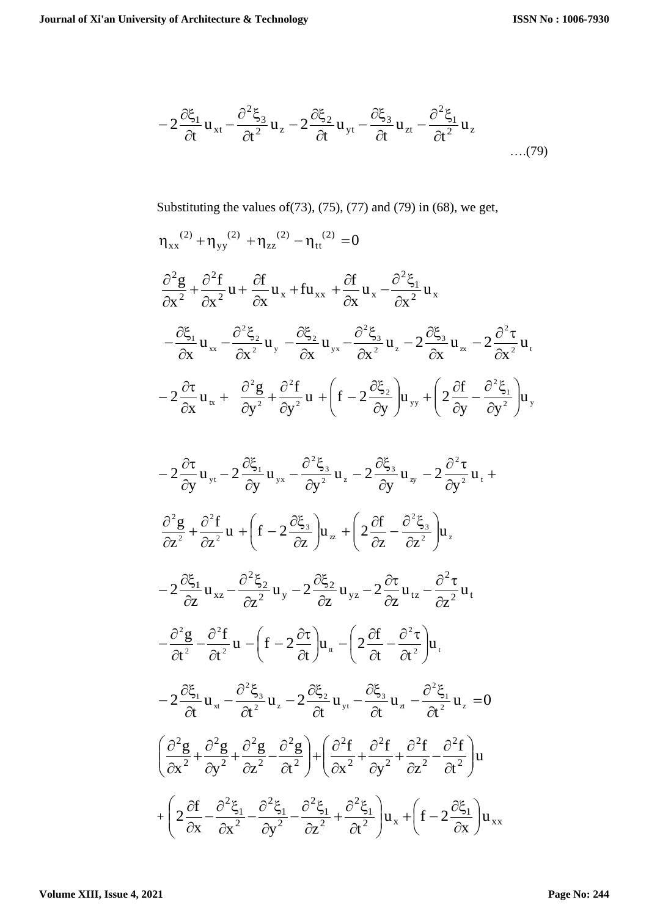$$-2\frac{\partial\xi_1}{\partial t}u_{xt}-\frac{\partial^2\xi_3}{\partial t^2}u_z-2\frac{\partial\xi_2}{\partial t}u_{yt}-\frac{\partial\xi_3}{\partial t}u_{zt}-\frac{\partial^2\xi_1}{\partial t^2}u_z \quad \text{....(79)}$$

Substituting the values of(73), (75), (77) and (79) in (68), we get,

$$\eta_{xx}^{(2)}+\eta_{yy}^{(2)}+\eta_{zz}^{(2)}-\eta_{tt}^{(2)}=0$$

$$\frac{\partial^2 g}{\partial x^2}+\frac{\partial^2 f}{\partial x^2}u+\frac{\partial f}{\partial x}u_x+fu_{xx}+\frac{\partial f}{\partial x}u_x-\frac{\partial^2\xi_1}{\partial x^2}u_x$$

$$-\frac{\partial\xi_1}{\partial x}u_{xx}-\frac{\partial^2\xi_2}{\partial x^2}u_y-\frac{\partial\xi_2}{\partial x}u_{yx}-\frac{\partial^2\xi_3}{\partial x^2}u_z-2\frac{\partial\xi_3}{\partial x}u_{zx}-2\frac{\partial^2\tau}{\partial x^2}u_t$$

$$-2\frac{\partial\tau}{\partial x}u_{tx}+\frac{\partial^2 g}{\partial y^2}+\frac{\partial^2 f}{\partial y^2}u+\left(f-2\frac{\partial\xi_2}{\partial y}\right)u_{yy}+\left(2\frac{\partial f}{\partial y}-\frac{\partial^2\xi_1}{\partial y^2}\right)u_y$$

$$-2\frac{\partial\tau}{\partial y}u_{yt}-2\frac{\partial\xi_1}{\partial y}u_{yx}-\frac{\partial^2\xi_3}{\partial y^2}u_z-2\frac{\partial\xi_3}{\partial y}u_{zy}-2\frac{\partial^2\tau}{\partial y^2}u_t+$$

$$\frac{\partial^2 g}{\partial z^2}+\frac{\partial^2 f}{\partial z^2}u+\left(f-2\frac{\partial\xi_3}{\partial z}\right)u_{zz}+\left(2\frac{\partial f}{\partial z}-\frac{\partial^2\xi_3}{\partial z^2}\right)u_z$$

$$-2\frac{\partial\xi_1}{\partial z}u_{xz}-\frac{\partial^2\xi_2}{\partial z^2}u_y-2\frac{\partial\xi_2}{\partial z}u_{yz}-2\frac{\partial\tau}{\partial z}u_{tz}-\frac{\partial^2\tau}{\partial z^2}u_t$$

$$-\frac{\partial^2 g}{\partial t^2}-\frac{\partial^2 f}{\partial t^2}u-\left(f-2\frac{\partial\tau}{\partial t}\right)u_{tt}-\left(2\frac{\partial f}{\partial t}-\frac{\partial^2\tau}{\partial t^2}\right)u_t$$

$$-2\frac{\partial\xi_1}{\partial t}u_{xt}-\frac{\partial^2\xi_3}{\partial t^2}u_z-2\frac{\partial\xi_2}{\partial t}u_{yt}-\frac{\partial\xi_3}{\partial t}u_{zt}-\frac{\partial^2\xi_1}{\partial t^2}u_z=0$$

$$\left(\frac{\partial^2 g}{\partial x^2}+\frac{\partial^2 g}{\partial y^2}+\frac{\partial^2 g}{\partial z^2}-\frac{\partial^2 g}{\partial t^2}\right)+\left(\frac{\partial^2 f}{\partial x^2}+\frac{\partial^2 f}{\partial y^2}+\frac{\partial^2 f}{\partial z^2}-\frac{\partial^2 f}{\partial t^2}\right)u$$

$$+\left(2\frac{\partial f}{\partial x}-\frac{\partial^2\xi_1}{\partial x^2}-\frac{\partial^2\xi_1}{\partial y^2}-\frac{\partial^2\xi_1}{\partial z^2}+\frac{\partial^2\xi_1}{\partial t^2}\right)u_x+\left(f-2\frac{\partial\xi_1}{\partial x}\right)u_{xx}$$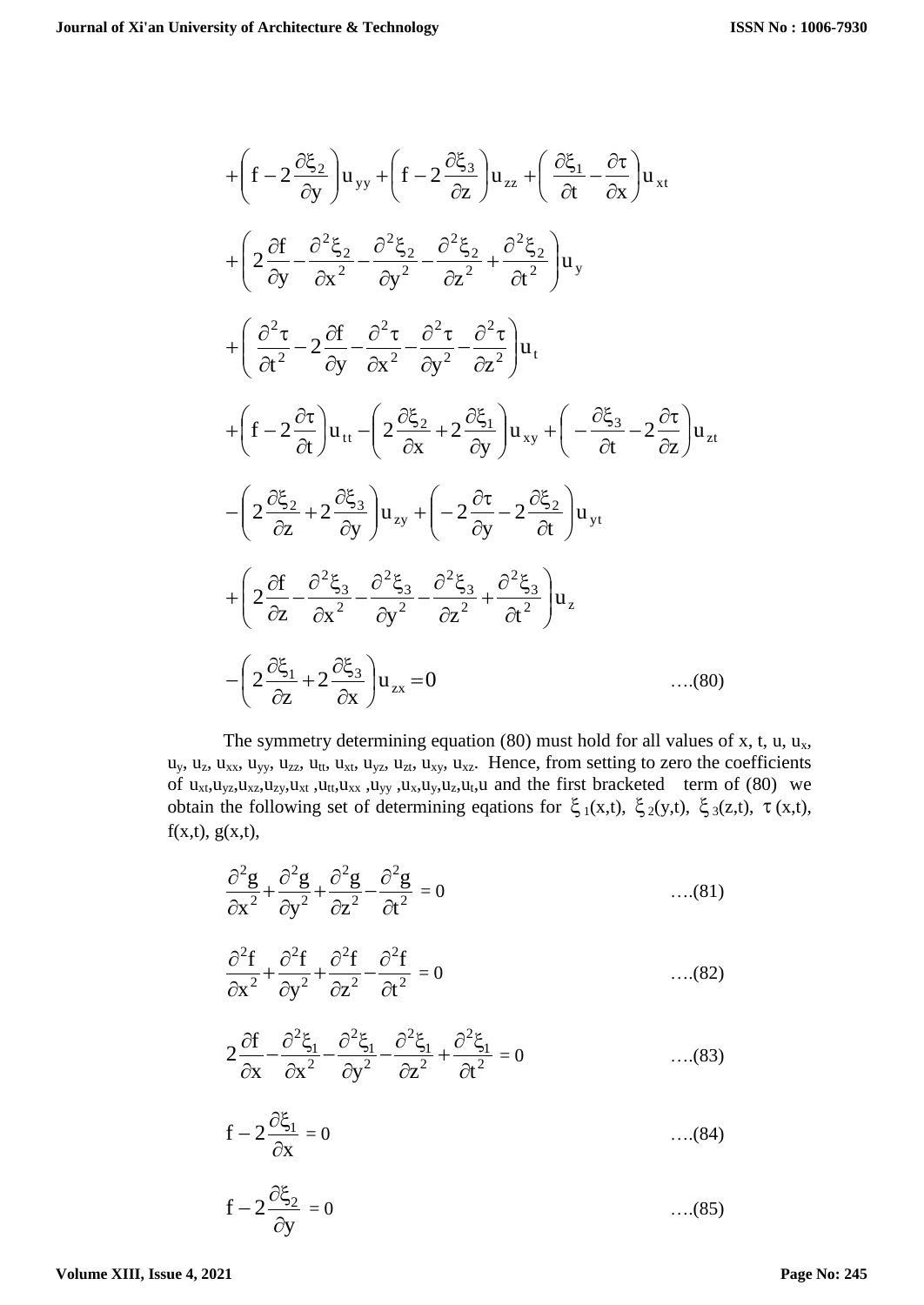$$+\left(f-2\frac{\partial \xi_2}{\partial y}\right)u_{yy}+\left(f-2\frac{\partial \xi_3}{\partial z}\right)u_{zz}+\left(\frac{\partial \xi_1}{\partial t}-\frac{\partial \tau}{\partial x}\right)u_{xt}$$

$$+\left(2\frac{\partial f}{\partial y}-\frac{\partial^2 \xi_2}{\partial x^2}-\frac{\partial^2 \xi_2}{\partial y^2}-\frac{\partial^2 \xi_2}{\partial z^2}+\frac{\partial^2 \xi_2}{\partial t^2}\right)u_y$$

$$+\left(\frac{\partial^2 \tau}{\partial t^2}-2\frac{\partial f}{\partial y}-\frac{\partial^2 \tau}{\partial x^2}-\frac{\partial^2 \tau}{\partial y^2}-\frac{\partial^2 \tau}{\partial z^2}\right)u_t$$

$$+\left(f-2\frac{\partial \tau}{\partial t}\right)u_{tt}-\left(2\frac{\partial \xi_2}{\partial x}+2\frac{\partial \xi_1}{\partial y}\right)u_{xy}+\left(-\frac{\partial \xi_3}{\partial t}-2\frac{\partial \tau}{\partial z}\right)u_{zt}$$

$$-\left(2\frac{\partial \xi_2}{\partial z}+2\frac{\partial \xi_3}{\partial y}\right)u_{zy}+\left(-2\frac{\partial \tau}{\partial y}-2\frac{\partial \xi_2}{\partial t}\right)u_{yt}$$

$$+\left(2\frac{\partial f}{\partial z}-\frac{\partial^2 \xi_3}{\partial x^2}-\frac{\partial^2 \xi_3}{\partial y^2}-\frac{\partial^2 \xi_3}{\partial z^2}+\frac{\partial^2 \xi_3}{\partial t^2}\right)u_z$$

$$-\left(2\frac{\partial \xi_1}{\partial z}+2\frac{\partial \xi_3}{\partial x}\right)u_{zx}=0 \qquad \text{….(80)}$$

The symmetry determining equation (80) must hold for all values of x, t, u, $u_x$, $u_y$, $u_z$, $u_{xx}$, $u_{yy}$, $u_{zz}$, $u_{tt}$, $u_{xt}$, $u_{yz}$, $u_{zt}$, $u_{xy}$, $u_{xz}$. Hence, from setting to zero the coefficients of $u_{xt}$,$u_{yz}$,$u_{xz}$,$u_{zy}$,$u_{xt}$ ,$u_{tt}$,$u_{xx}$ ,$u_{yy}$ ,$u_x$,$u_y$,$u_z$,$u_t$,u and the first bracketed term of (80) we obtain the following set of determining eqations for $\xi_1(x,t)$, $\xi_2(y,t)$, $\xi_3(z,t)$, $\tau(x,t)$, f(x,t), g(x,t),

$$\frac{\partial^2 g}{\partial x^2}+\frac{\partial^2 g}{\partial y^2}+\frac{\partial^2 g}{\partial z^2}-\frac{\partial^2 g}{\partial t^2}=0 \qquad \text{….(81)}$$

$$\frac{\partial^2 f}{\partial x^2}+\frac{\partial^2 f}{\partial y^2}+\frac{\partial^2 f}{\partial z^2}-\frac{\partial^2 f}{\partial t^2}=0 \qquad \text{….(82)}$$

$$2\frac{\partial f}{\partial x}-\frac{\partial^2 \xi_1}{\partial x^2}-\frac{\partial^2 \xi_1}{\partial y^2}-\frac{\partial^2 \xi_1}{\partial z^2}+\frac{\partial^2 \xi_1}{\partial t^2}=0 \qquad \text{….(83)}$$

$$f-2\frac{\partial \xi_1}{\partial x}=0 \qquad \text{….(84)}$$

$$f-2\frac{\partial \xi_2}{\partial y}=0 \qquad \text{….(85)}$$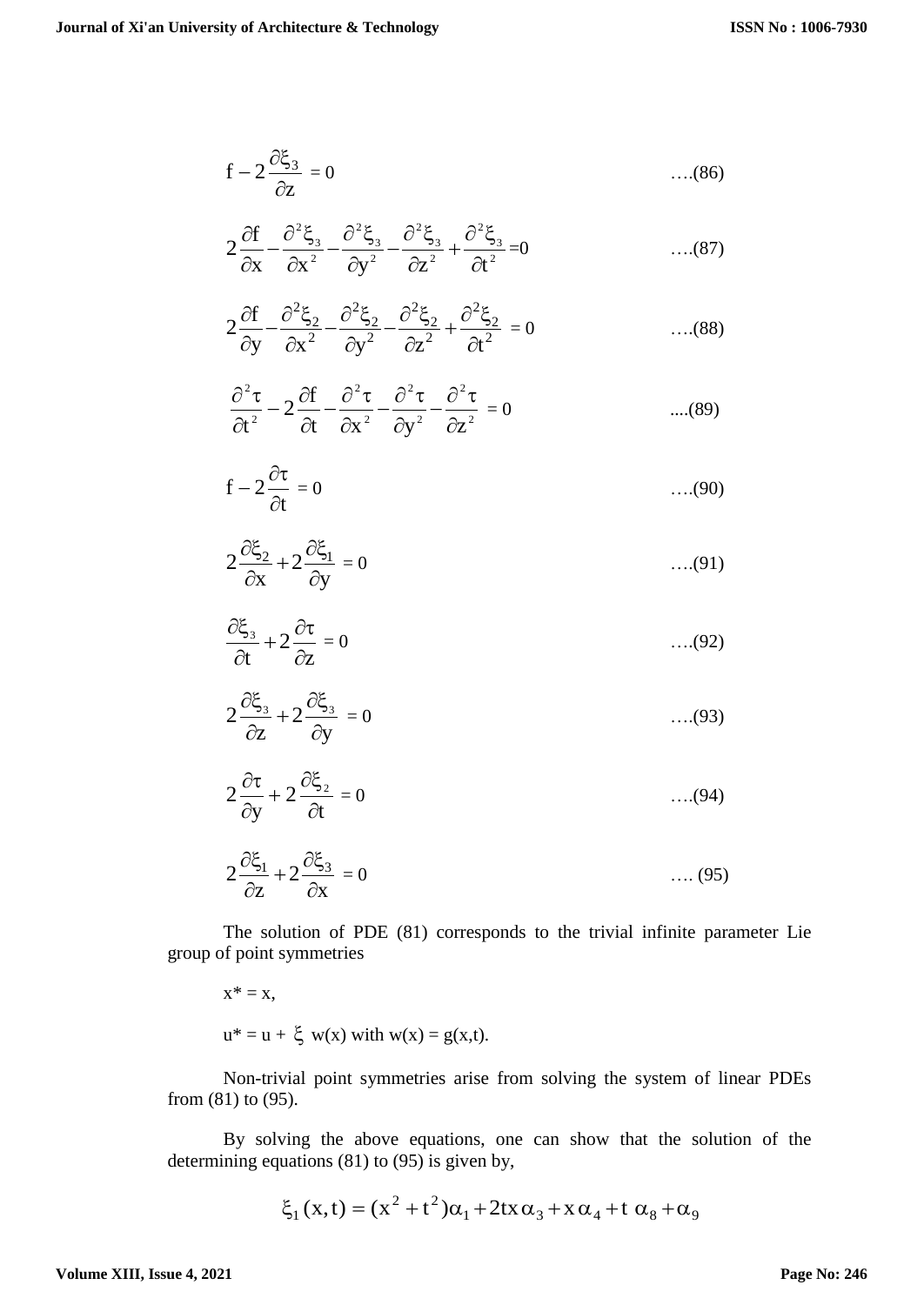$$f - 2\frac{\partial \xi_3}{\partial z} = 0 \qquad \text{….(86)}$$

$$2\frac{\partial f}{\partial x} - \frac{\partial^2 \xi_3}{\partial x^2} - \frac{\partial^2 \xi_3}{\partial y^2} - \frac{\partial^2 \xi_3}{\partial z^2} + \frac{\partial^2 \xi_3}{\partial t^2} = 0 \qquad \text{….(87)}$$

$$2\frac{\partial f}{\partial y} - \frac{\partial^2 \xi_2}{\partial x^2} - \frac{\partial^2 \xi_2}{\partial y^2} - \frac{\partial^2 \xi_2}{\partial z^2} + \frac{\partial^2 \xi_2}{\partial t^2} = 0 \qquad \text{….(88)}$$

$$\frac{\partial^2 \tau}{\partial t^2} - 2\frac{\partial f}{\partial t} - \frac{\partial^2 \tau}{\partial x^2} - \frac{\partial^2 \tau}{\partial y^2} - \frac{\partial^2 \tau}{\partial z^2} = 0 \qquad \text{....(89)}$$

$$f - 2\frac{\partial \tau}{\partial t} = 0 \qquad \text{….(90)}$$

$$2\frac{\partial \xi_2}{\partial x} + 2\frac{\partial \xi_1}{\partial y} = 0 \qquad \text{….(91)}$$

$$\frac{\partial \xi_3}{\partial t} + 2\frac{\partial \tau}{\partial z} = 0 \qquad \text{….(92)}$$

$$2\frac{\partial \xi_3}{\partial z} + 2\frac{\partial \xi_3}{\partial y} = 0 \qquad \text{….(93)}$$

$$2\frac{\partial \tau}{\partial y} + 2\frac{\partial \xi_2}{\partial t} = 0 \qquad \text{….(94)}$$

$$2\frac{\partial \xi_1}{\partial z} + 2\frac{\partial \xi_3}{\partial x} = 0 \qquad \text{…. (95)}$$

The solution of PDE (81) corresponds to the trivial infinite parameter Lie group of point symmetries

$x^* = x$,

$u^* = u + \xi\, w(x)$ with $w(x) = g(x,t)$.

Non-trivial point symmetries arise from solving the system of linear PDEs from (81) to (95).

By solving the above equations, one can show that the solution of the determining equations (81) to (95) is given by,

$$\xi_1(x,t) = (x^2 + t^2)\alpha_1 + 2tx\,\alpha_3 + x\,\alpha_4 + t\,\alpha_8 + \alpha_9$$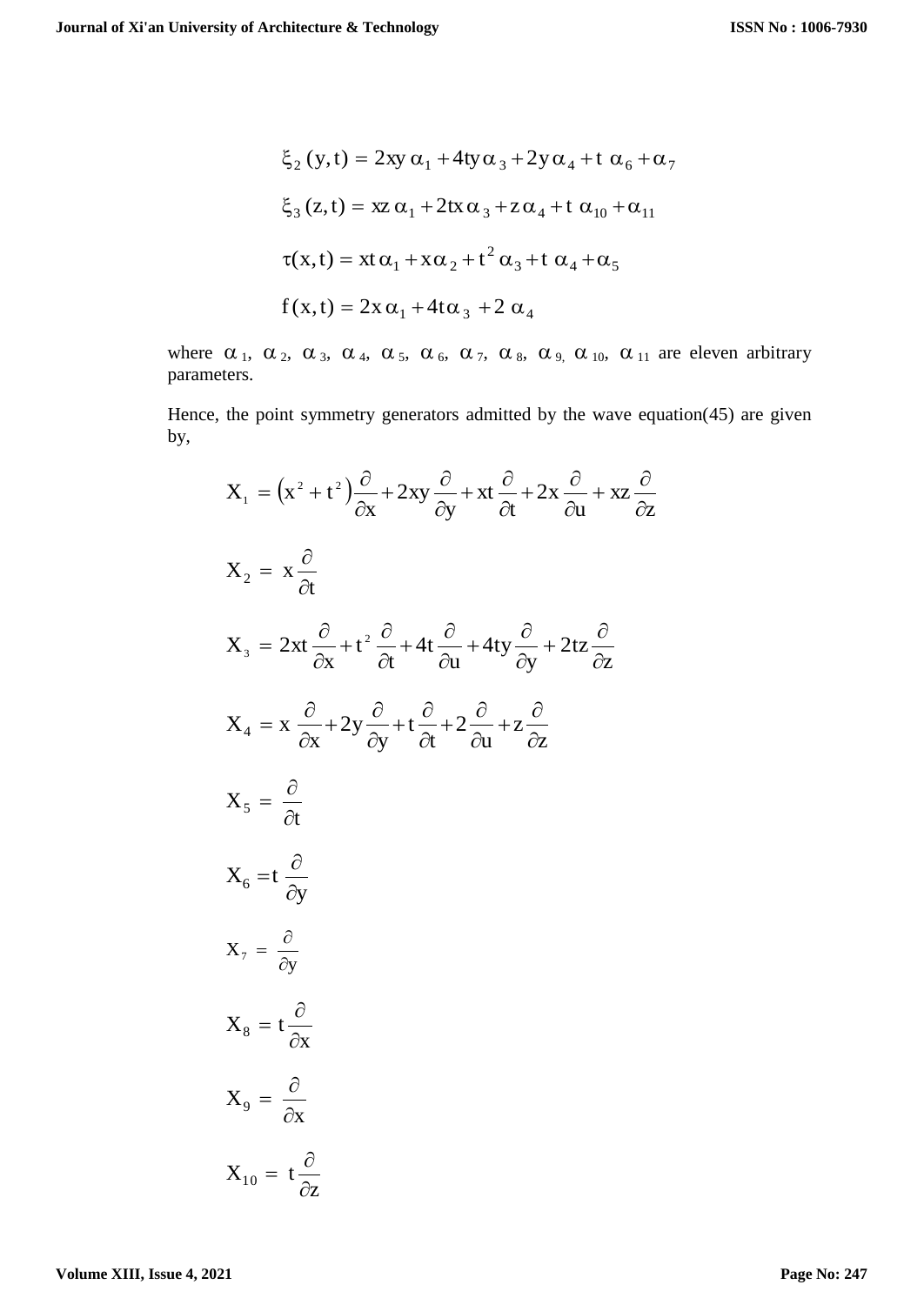$$\xi_2(y,t) = 2xy\,\alpha_1 + 4ty\,\alpha_3 + 2y\,\alpha_4 + t\,\alpha_6 + \alpha_7$$

$$\xi_3(z,t) = xz\,\alpha_1 + 2tx\,\alpha_3 + z\,\alpha_4 + t\,\alpha_{10} + \alpha_{11}$$

$$\tau(x,t) = xt\,\alpha_1 + x\,\alpha_2 + t^2\,\alpha_3 + t\,\alpha_4 + \alpha_5$$

$$f(x,t) = 2x\,\alpha_1 + 4t\,\alpha_3 + 2\,\alpha_4$$

where $\alpha_1$, $\alpha_2$, $\alpha_3$, $\alpha_4$, $\alpha_5$, $\alpha_6$, $\alpha_7$, $\alpha_8$, $\alpha_9$, $\alpha_{10}$, $\alpha_{11}$ are eleven arbitrary parameters.

Hence, the point symmetry generators admitted by the wave equation(45) are given by,

$$X_1 = \left(x^2 + t^2\right)\frac{\partial}{\partial x} + 2xy\frac{\partial}{\partial y} + xt\frac{\partial}{\partial t} + 2x\frac{\partial}{\partial u} + xz\frac{\partial}{\partial z}$$

$$X_2 = x\frac{\partial}{\partial t}$$

$$X_3 = 2xt\frac{\partial}{\partial x} + t^2\frac{\partial}{\partial t} + 4t\frac{\partial}{\partial u} + 4ty\frac{\partial}{\partial y} + 2tz\frac{\partial}{\partial z}$$

$$X_4 = x\frac{\partial}{\partial x} + 2y\frac{\partial}{\partial y} + t\frac{\partial}{\partial t} + 2\frac{\partial}{\partial u} + z\frac{\partial}{\partial z}$$

$$X_5 = \frac{\partial}{\partial t}$$

$$X_6 = t\frac{\partial}{\partial y}$$

$$X_7 = \frac{\partial}{\partial y}$$

$$X_8 = t\frac{\partial}{\partial x}$$

$$X_9 = \frac{\partial}{\partial x}$$

$$X_{10} = t\frac{\partial}{\partial z}$$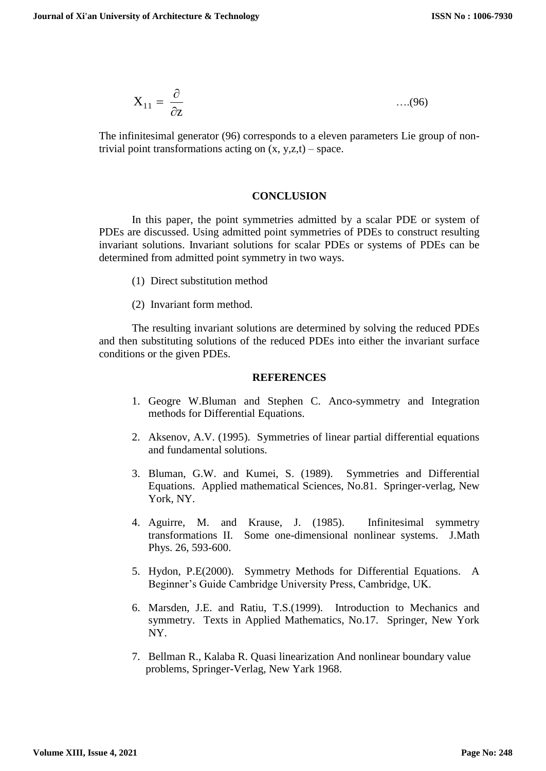$$X_{11} = \frac{\partial}{\partial z} \qquad \text{….(96)}$$

The infinitesimal generator (96) corresponds to a eleven parameters Lie group of non-trivial point transformations acting on (x, y,z,t) – space.

## CONCLUSION

In this paper, the point symmetries admitted by a scalar PDE or system of PDEs are discussed. Using admitted point symmetries of PDEs to construct resulting invariant solutions. Invariant solutions for scalar PDEs or systems of PDEs can be determined from admitted point symmetry in two ways.

(1) Direct substitution method

(2) Invariant form method.

The resulting invariant solutions are determined by solving the reduced PDEs and then substituting solutions of the reduced PDEs into either the invariant surface conditions or the given PDEs.

## REFERENCES

1. Geogre W.Bluman and Stephen C. Anco-symmetry and Integration methods for Differential Equations.
2. Aksenov, A.V. (1995). Symmetries of linear partial differential equations and fundamental solutions.
3. Bluman, G.W. and Kumei, S. (1989). Symmetries and Differential Equations. Applied mathematical Sciences, No.81. Springer-verlag, New York, NY.
4. Aguirre, M. and Krause, J. (1985). Infinitesimal symmetry transformations II. Some one-dimensional nonlinear systems. J.Math Phys. 26, 593-600.
5. Hydon, P.E(2000). Symmetry Methods for Differential Equations. A Beginner's Guide Cambridge University Press, Cambridge, UK.
6. Marsden, J.E. and Ratiu, T.S.(1999). Introduction to Mechanics and symmetry. Texts in Applied Mathematics, No.17. Springer, New York NY.
7. Bellman R., Kalaba R. Quasi linearization And nonlinear boundary value problems, Springer-Verlag, New Yark 1968.